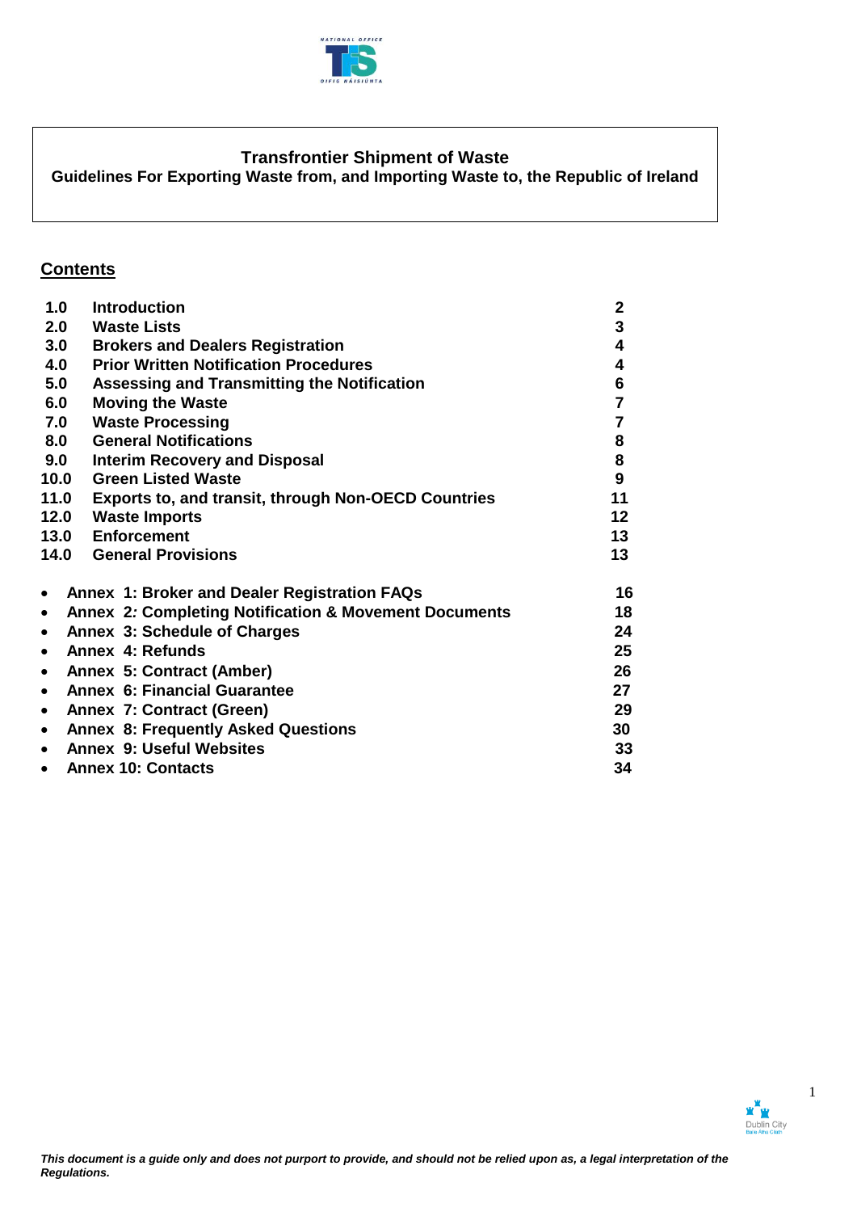# Transfrontier Shipment of Waste

## Guidelines For Exporting Waste from, and Importing Waste to, the Republic of Ireland

## Contents

| | | |
|---|---|---|
| **1.0** | **Introduction** | **2** |
| **2.0** | **Waste Lists** | **3** |
| **3.0** | **Brokers and Dealers Registration** | **4** |
| **4.0** | **Prior Written Notification Procedures** | **4** |
| **5.0** | **Assessing and Transmitting the Notification** | **6** |
| **6.0** | **Moving the Waste** | **7** |
| **7.0** | **Waste Processing** | **7** |
| **8.0** | **General Notifications** | **8** |
| **9.0** | **Interim Recovery and Disposal** | **8** |
| **10.0** | **Green Listed Waste** | **9** |
| **11.0** | **Exports to, and transit, through Non-OECD Countries** | **11** |
| **12.0** | **Waste Imports** | **12** |
| **13.0** | **Enforcement** | **13** |
| **14.0** | **General Provisions** | **13** |

- **Annex 1: Broker and Dealer Registration FAQs** **16**
- **Annex 2: Completing Notification & Movement Documents** **18**
- **Annex 3: Schedule of Charges** **24**
- **Annex 4: Refunds** **25**
- **Annex 5: Contract (Amber)** **26**
- **Annex 6: Financial Guarantee** **27**
- **Annex 7: Contract (Green)** **29**
- **Annex 8: Frequently Asked Questions** **30**
- **Annex 9: Useful Websites** **33**
- **Annex 10: Contacts** **34**

*This document is a guide only and does not purport to provide, and should not be relied upon as, a legal interpretation of the Regulations.*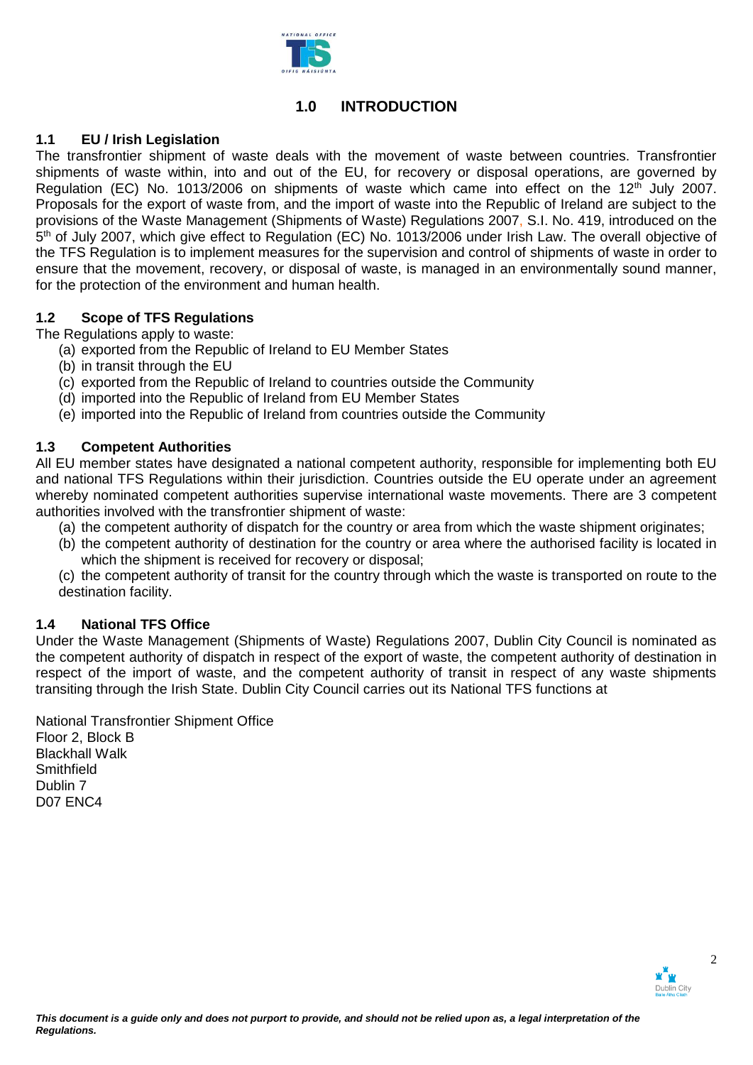# 1.0 INTRODUCTION

## 1.1 EU / Irish Legislation

The transfrontier shipment of waste deals with the movement of waste between countries. Transfrontier shipments of waste within, into and out of the EU, for recovery or disposal operations, are governed by Regulation (EC) No. 1013/2006 on shipments of waste which came into effect on the 12th July 2007. Proposals for the export of waste from, and the import of waste into the Republic of Ireland are subject to the provisions of the Waste Management (Shipments of Waste) Regulations 2007, S.I. No. 419, introduced on the 5th of July 2007, which give effect to Regulation (EC) No. 1013/2006 under Irish Law. The overall objective of the TFS Regulation is to implement measures for the supervision and control of shipments of waste in order to ensure that the movement, recovery, or disposal of waste, is managed in an environmentally sound manner, for the protection of the environment and human health.

## 1.2 Scope of TFS Regulations

The Regulations apply to waste:

(a) exported from the Republic of Ireland to EU Member States
(b) in transit through the EU
(c) exported from the Republic of Ireland to countries outside the Community
(d) imported into the Republic of Ireland from EU Member States
(e) imported into the Republic of Ireland from countries outside the Community

## 1.3 Competent Authorities

All EU member states have designated a national competent authority, responsible for implementing both EU and national TFS Regulations within their jurisdiction. Countries outside the EU operate under an agreement whereby nominated competent authorities supervise international waste movements. There are 3 competent authorities involved with the transfrontier shipment of waste:

(a) the competent authority of dispatch for the country or area from which the waste shipment originates;
(b) the competent authority of destination for the country or area where the authorised facility is located in which the shipment is received for recovery or disposal;
(c) the competent authority of transit for the country through which the waste is transported on route to the destination facility.

## 1.4 National TFS Office

Under the Waste Management (Shipments of Waste) Regulations 2007, Dublin City Council is nominated as the competent authority of dispatch in respect of the export of waste, the competent authority of destination in respect of the import of waste, and the competent authority of transit in respect of any waste shipments transiting through the Irish State. Dublin City Council carries out its National TFS functions at

National Transfrontier Shipment Office
Floor 2, Block B
Blackhall Walk
Smithfield
Dublin 7
D07 ENC4

***This document is a guide only and does not purport to provide, and should not be relied upon as, a legal interpretation of the Regulations.***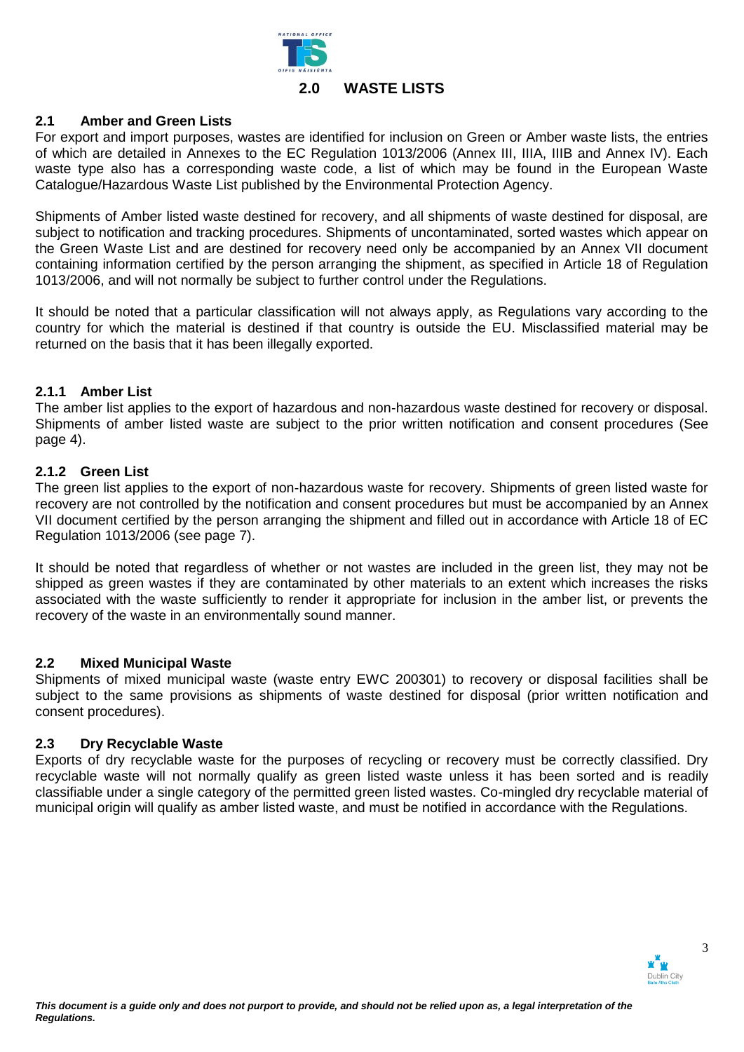# 2.0 WASTE LISTS

## 2.1 Amber and Green Lists

For export and import purposes, wastes are identified for inclusion on Green or Amber waste lists, the entries of which are detailed in Annexes to the EC Regulation 1013/2006 (Annex III, IIIA, IIIB and Annex IV). Each waste type also has a corresponding waste code, a list of which may be found in the European Waste Catalogue/Hazardous Waste List published by the Environmental Protection Agency.

Shipments of Amber listed waste destined for recovery, and all shipments of waste destined for disposal, are subject to notification and tracking procedures. Shipments of uncontaminated, sorted wastes which appear on the Green Waste List and are destined for recovery need only be accompanied by an Annex VII document containing information certified by the person arranging the shipment, as specified in Article 18 of Regulation 1013/2006, and will not normally be subject to further control under the Regulations.

It should be noted that a particular classification will not always apply, as Regulations vary according to the country for which the material is destined if that country is outside the EU. Misclassified material may be returned on the basis that it has been illegally exported.

### 2.1.1 Amber List

The amber list applies to the export of hazardous and non-hazardous waste destined for recovery or disposal. Shipments of amber listed waste are subject to the prior written notification and consent procedures (See page 4).

### 2.1.2 Green List

The green list applies to the export of non-hazardous waste for recovery. Shipments of green listed waste for recovery are not controlled by the notification and consent procedures but must be accompanied by an Annex VII document certified by the person arranging the shipment and filled out in accordance with Article 18 of EC Regulation 1013/2006 (see page 7).

It should be noted that regardless of whether or not wastes are included in the green list, they may not be shipped as green wastes if they are contaminated by other materials to an extent which increases the risks associated with the waste sufficiently to render it appropriate for inclusion in the amber list, or prevents the recovery of the waste in an environmentally sound manner.

## 2.2 Mixed Municipal Waste

Shipments of mixed municipal waste (waste entry EWC 200301) to recovery or disposal facilities shall be subject to the same provisions as shipments of waste destined for disposal (prior written notification and consent procedures).

## 2.3 Dry Recyclable Waste

Exports of dry recyclable waste for the purposes of recycling or recovery must be correctly classified. Dry recyclable waste will not normally qualify as green listed waste unless it has been sorted and is readily classifiable under a single category of the permitted green listed wastes. Co-mingled dry recyclable material of municipal origin will qualify as amber listed waste, and must be notified in accordance with the Regulations.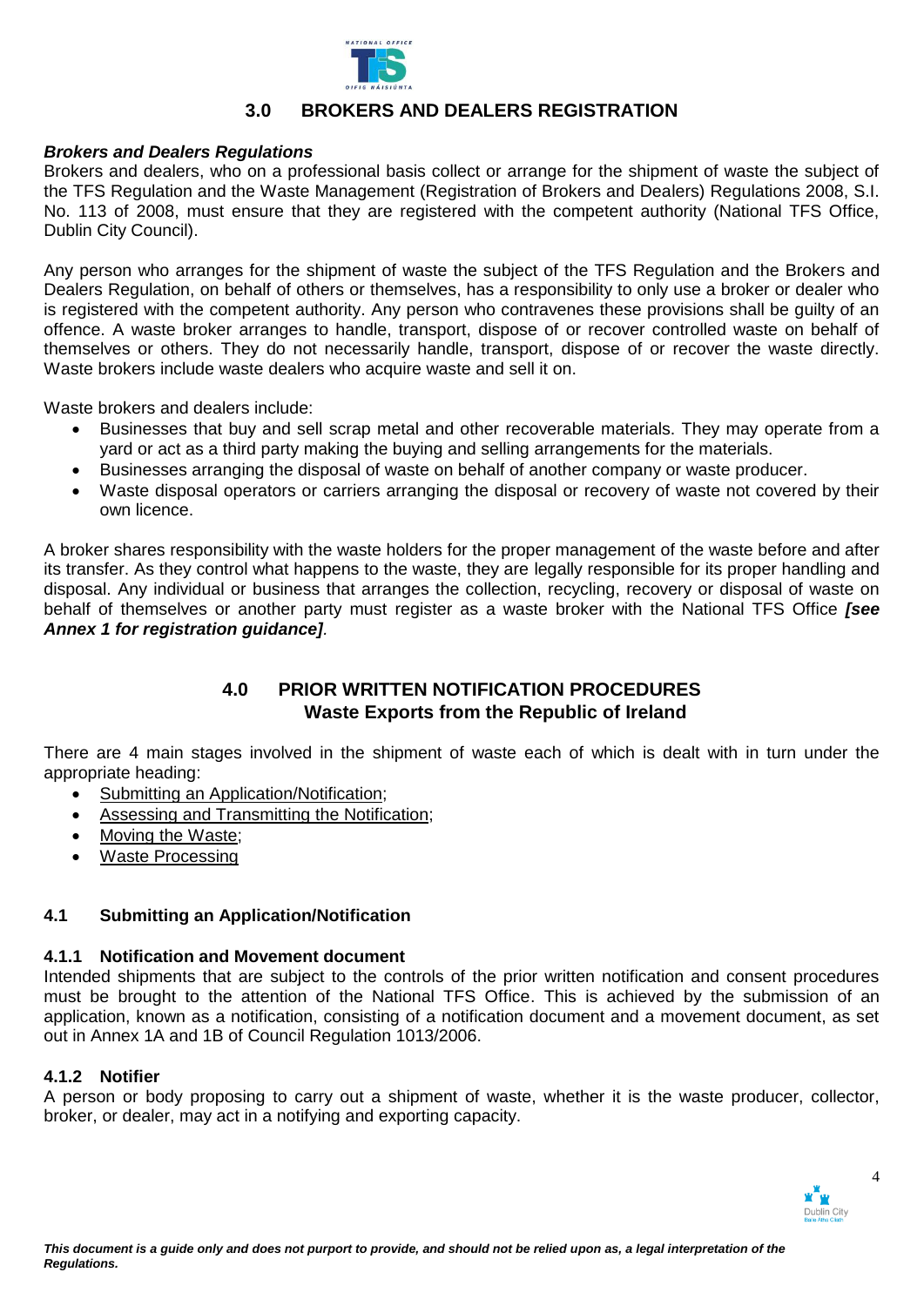## 3.0 BROKERS AND DEALERS REGISTRATION

***Brokers and Dealers Regulations***

Brokers and dealers, who on a professional basis collect or arrange for the shipment of waste the subject of the TFS Regulation and the Waste Management (Registration of Brokers and Dealers) Regulations 2008, S.I. No. 113 of 2008, must ensure that they are registered with the competent authority (National TFS Office, Dublin City Council).

Any person who arranges for the shipment of waste the subject of the TFS Regulation and the Brokers and Dealers Regulation, on behalf of others or themselves, has a responsibility to only use a broker or dealer who is registered with the competent authority. Any person who contravenes these provisions shall be guilty of an offence. A waste broker arranges to handle, transport, dispose of or recover controlled waste on behalf of themselves or others. They do not necessarily handle, transport, dispose of or recover the waste directly. Waste brokers include waste dealers who acquire waste and sell it on.

Waste brokers and dealers include:

- Businesses that buy and sell scrap metal and other recoverable materials. They may operate from a yard or act as a third party making the buying and selling arrangements for the materials.
- Businesses arranging the disposal of waste on behalf of another company or waste producer.
- Waste disposal operators or carriers arranging the disposal or recovery of waste not covered by their own licence.

A broker shares responsibility with the waste holders for the proper management of the waste before and after its transfer. As they control what happens to the waste, they are legally responsible for its proper handling and disposal. Any individual or business that arranges the collection, recycling, recovery or disposal of waste on behalf of themselves or another party must register as a waste broker with the National TFS Office ***[see Annex 1 for registration guidance]***.

## 4.0 PRIOR WRITTEN NOTIFICATION PROCEDURES
### Waste Exports from the Republic of Ireland

There are 4 main stages involved in the shipment of waste each of which is dealt with in turn under the appropriate heading:

- Submitting an Application/Notification;
- Assessing and Transmitting the Notification;
- Moving the Waste;
- Waste Processing

### 4.1 Submitting an Application/Notification

#### 4.1.1 Notification and Movement document

Intended shipments that are subject to the controls of the prior written notification and consent procedures must be brought to the attention of the National TFS Office. This is achieved by the submission of an application, known as a notification, consisting of a notification document and a movement document, as set out in Annex 1A and 1B of Council Regulation 1013/2006.

#### 4.1.2 Notifier

A person or body proposing to carry out a shipment of waste, whether it is the waste producer, collector, broker, or dealer, may act in a notifying and exporting capacity.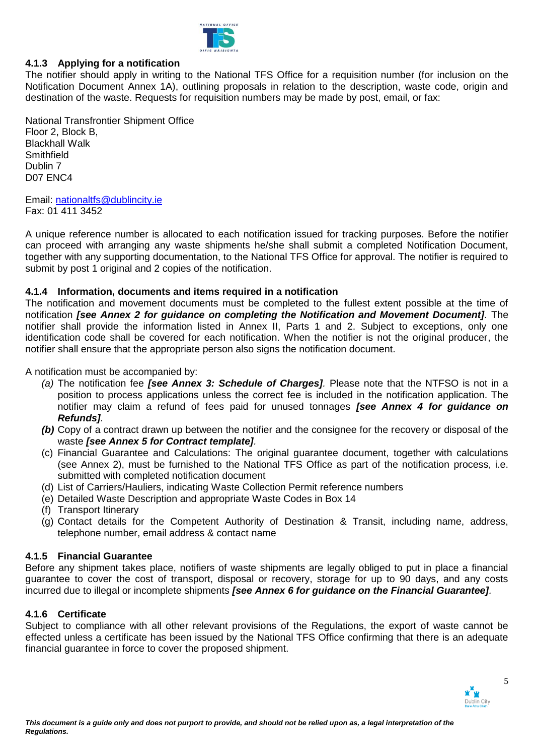### 4.1.3 Applying for a notification

The notifier should apply in writing to the National TFS Office for a requisition number (for inclusion on the Notification Document Annex 1A), outlining proposals in relation to the description, waste code, origin and destination of the waste. Requests for requisition numbers may be made by post, email, or fax:

National Transfrontier Shipment Office
Floor 2, Block B,
Blackhall Walk
Smithfield
Dublin 7
D07 ENC4

Email: nationaltfs@dublincity.ie
Fax: 01 411 3452

A unique reference number is allocated to each notification issued for tracking purposes. Before the notifier can proceed with arranging any waste shipments he/she shall submit a completed Notification Document, together with any supporting documentation, to the National TFS Office for approval. The notifier is required to submit by post 1 original and 2 copies of the notification.

### 4.1.4 Information, documents and items required in a notification

The notification and movement documents must be completed to the fullest extent possible at the time of notification ***[see Annex 2 for guidance on completing the Notification and Movement Document]***. The notifier shall provide the information listed in Annex II, Parts 1 and 2. Subject to exceptions, only one identification code shall be covered for each notification. When the notifier is not the original producer, the notifier shall ensure that the appropriate person also signs the notification document.

A notification must be accompanied by:

*(a)* The notification fee ***[see Annex 3: Schedule of Charges]****.* Please note that the NTFSO is not in a position to process applications unless the correct fee is included in the notification application. The notifier may claim a refund of fees paid for unused tonnages ***[see Annex 4 for guidance on Refunds]****.*

***(b)*** Copy of a contract drawn up between the notifier and the consignee for the recovery or disposal of the waste ***[see Annex 5 for Contract template]****.*

(c) Financial Guarantee and Calculations: The original guarantee document, together with calculations (see Annex 2), must be furnished to the National TFS Office as part of the notification process, i.e. submitted with completed notification document

(d) List of Carriers/Hauliers, indicating Waste Collection Permit reference numbers

(e) Detailed Waste Description and appropriate Waste Codes in Box 14

(f) Transport Itinerary

(g) Contact details for the Competent Authority of Destination & Transit, including name, address, telephone number, email address & contact name

### 4.1.5 Financial Guarantee

Before any shipment takes place, notifiers of waste shipments are legally obliged to put in place a financial guarantee to cover the cost of transport, disposal or recovery, storage for up to 90 days, and any costs incurred due to illegal or incomplete shipments ***[see Annex 6 for guidance on the Financial Guarantee]****.*

### 4.1.6 Certificate

Subject to compliance with all other relevant provisions of the Regulations, the export of waste cannot be effected unless a certificate has been issued by the National TFS Office confirming that there is an adequate financial guarantee in force to cover the proposed shipment.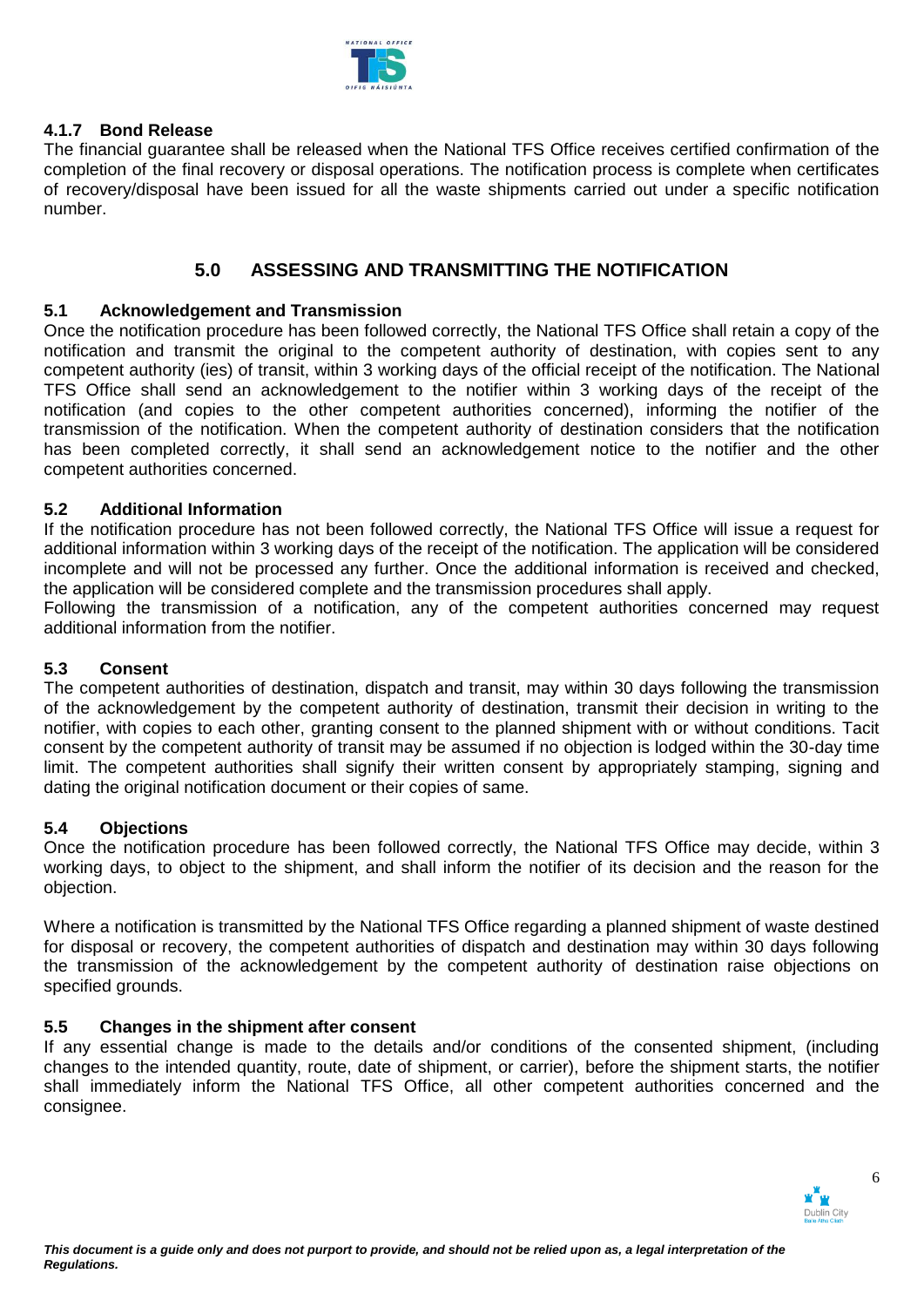#### 4.1.7 Bond Release

The financial guarantee shall be released when the National TFS Office receives certified confirmation of the completion of the final recovery or disposal operations. The notification process is complete when certificates of recovery/disposal have been issued for all the waste shipments carried out under a specific notification number.

## 5.0 ASSESSING AND TRANSMITTING THE NOTIFICATION

### 5.1 Acknowledgement and Transmission

Once the notification procedure has been followed correctly, the National TFS Office shall retain a copy of the notification and transmit the original to the competent authority of destination, with copies sent to any competent authority (ies) of transit, within 3 working days of the official receipt of the notification. The National TFS Office shall send an acknowledgement to the notifier within 3 working days of the receipt of the notification (and copies to the other competent authorities concerned), informing the notifier of the transmission of the notification. When the competent authority of destination considers that the notification has been completed correctly, it shall send an acknowledgement notice to the notifier and the other competent authorities concerned.

### 5.2 Additional Information

If the notification procedure has not been followed correctly, the National TFS Office will issue a request for additional information within 3 working days of the receipt of the notification. The application will be considered incomplete and will not be processed any further. Once the additional information is received and checked, the application will be considered complete and the transmission procedures shall apply.

Following the transmission of a notification, any of the competent authorities concerned may request additional information from the notifier.

### 5.3 Consent

The competent authorities of destination, dispatch and transit, may within 30 days following the transmission of the acknowledgement by the competent authority of destination, transmit their decision in writing to the notifier, with copies to each other, granting consent to the planned shipment with or without conditions. Tacit consent by the competent authority of transit may be assumed if no objection is lodged within the 30-day time limit. The competent authorities shall signify their written consent by appropriately stamping, signing and dating the original notification document or their copies of same.

### 5.4 Objections

Once the notification procedure has been followed correctly, the National TFS Office may decide, within 3 working days, to object to the shipment, and shall inform the notifier of its decision and the reason for the objection.

Where a notification is transmitted by the National TFS Office regarding a planned shipment of waste destined for disposal or recovery, the competent authorities of dispatch and destination may within 30 days following the transmission of the acknowledgement by the competent authority of destination raise objections on specified grounds.

### 5.5 Changes in the shipment after consent

If any essential change is made to the details and/or conditions of the consented shipment, (including changes to the intended quantity, route, date of shipment, or carrier), before the shipment starts, the notifier shall immediately inform the National TFS Office, all other competent authorities concerned and the consignee.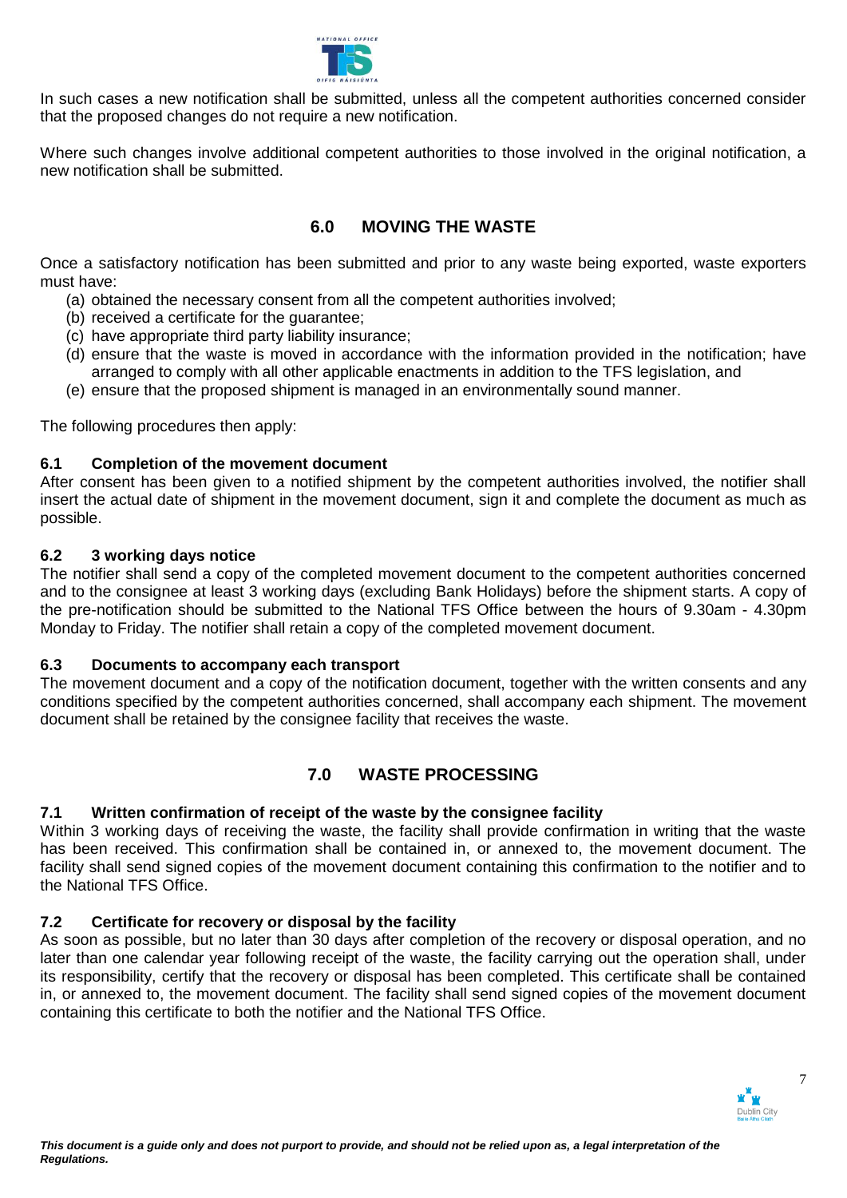In such cases a new notification shall be submitted, unless all the competent authorities concerned consider that the proposed changes do not require a new notification.

Where such changes involve additional competent authorities to those involved in the original notification, a new notification shall be submitted.

## 6.0 MOVING THE WASTE

Once a satisfactory notification has been submitted and prior to any waste being exported, waste exporters must have:

(a) obtained the necessary consent from all the competent authorities involved;
(b) received a certificate for the guarantee;
(c) have appropriate third party liability insurance;
(d) ensure that the waste is moved in accordance with the information provided in the notification; have arranged to comply with all other applicable enactments in addition to the TFS legislation, and
(e) ensure that the proposed shipment is managed in an environmentally sound manner.

The following procedures then apply:

### 6.1 Completion of the movement document

After consent has been given to a notified shipment by the competent authorities involved, the notifier shall insert the actual date of shipment in the movement document, sign it and complete the document as much as possible.

### 6.2 3 working days notice

The notifier shall send a copy of the completed movement document to the competent authorities concerned and to the consignee at least 3 working days (excluding Bank Holidays) before the shipment starts. A copy of the pre-notification should be submitted to the National TFS Office between the hours of 9.30am - 4.30pm Monday to Friday. The notifier shall retain a copy of the completed movement document.

### 6.3 Documents to accompany each transport

The movement document and a copy of the notification document, together with the written consents and any conditions specified by the competent authorities concerned, shall accompany each shipment. The movement document shall be retained by the consignee facility that receives the waste.

## 7.0 WASTE PROCESSING

### 7.1 Written confirmation of receipt of the waste by the consignee facility

Within 3 working days of receiving the waste, the facility shall provide confirmation in writing that the waste has been received. This confirmation shall be contained in, or annexed to, the movement document. The facility shall send signed copies of the movement document containing this confirmation to the notifier and to the National TFS Office.

### 7.2 Certificate for recovery or disposal by the facility

As soon as possible, but no later than 30 days after completion of the recovery or disposal operation, and no later than one calendar year following receipt of the waste, the facility carrying out the operation shall, under its responsibility, certify that the recovery or disposal has been completed. This certificate shall be contained in, or annexed to, the movement document. The facility shall send signed copies of the movement document containing this certificate to both the notifier and the National TFS Office.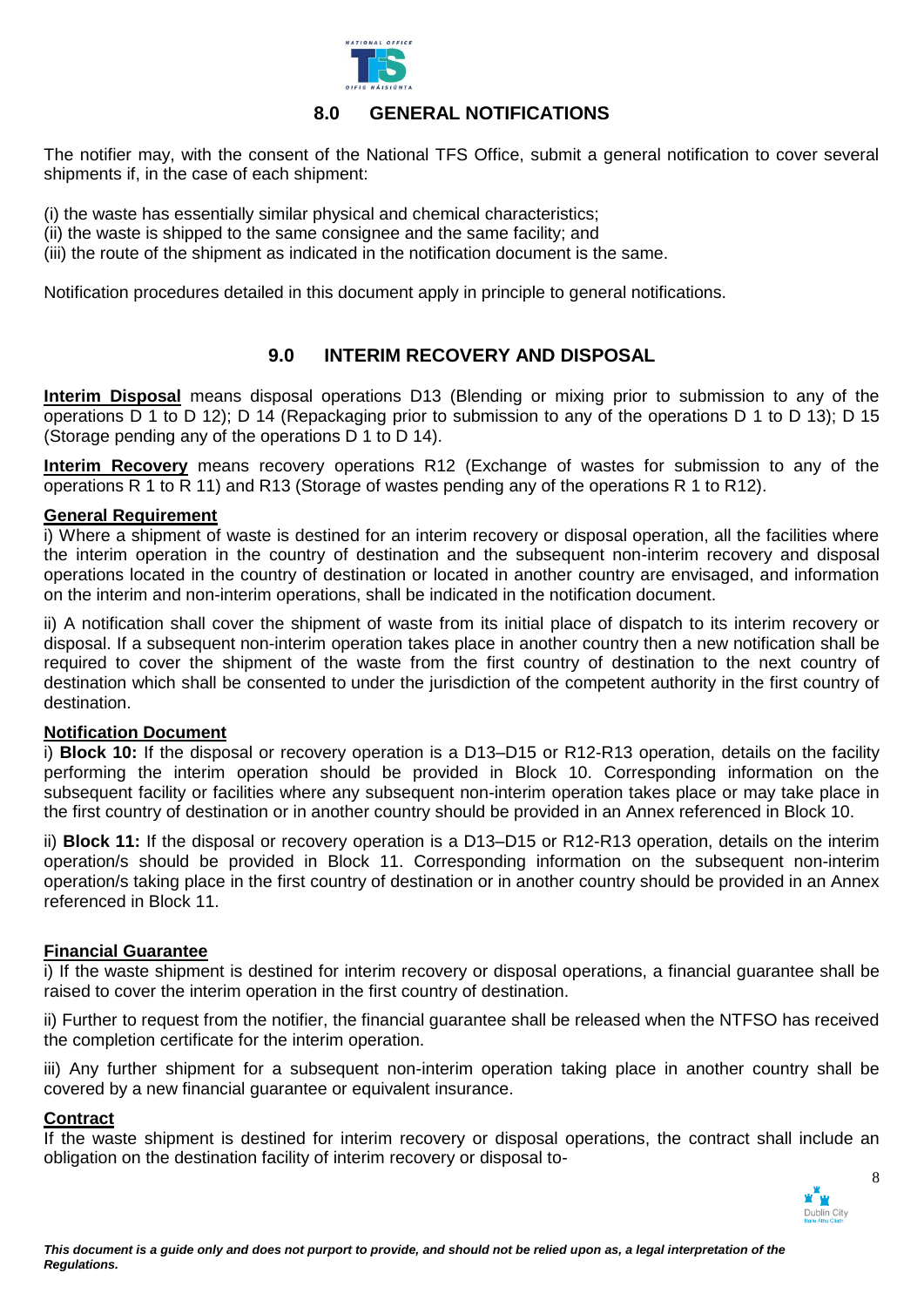## 8.0 GENERAL NOTIFICATIONS

The notifier may, with the consent of the National TFS Office, submit a general notification to cover several shipments if, in the case of each shipment:

(i) the waste has essentially similar physical and chemical characteristics;
(ii) the waste is shipped to the same consignee and the same facility; and
(iii) the route of the shipment as indicated in the notification document is the same.

Notification procedures detailed in this document apply in principle to general notifications.

## 9.0 INTERIM RECOVERY AND DISPOSAL

**Interim Disposal** means disposal operations D13 (Blending or mixing prior to submission to any of the operations D 1 to D 12); D 14 (Repackaging prior to submission to any of the operations D 1 to D 13); D 15 (Storage pending any of the operations D 1 to D 14).

**Interim Recovery** means recovery operations R12 (Exchange of wastes for submission to any of the operations R 1 to R 11) and R13 (Storage of wastes pending any of the operations R 1 to R12).

**General Requirement**

i) Where a shipment of waste is destined for an interim recovery or disposal operation, all the facilities where the interim operation in the country of destination and the subsequent non-interim recovery and disposal operations located in the country of destination or located in another country are envisaged, and information on the interim and non-interim operations, shall be indicated in the notification document.

ii) A notification shall cover the shipment of waste from its initial place of dispatch to its interim recovery or disposal. If a subsequent non-interim operation takes place in another country then a new notification shall be required to cover the shipment of the waste from the first country of destination to the next country of destination which shall be consented to under the jurisdiction of the competent authority in the first country of destination.

**Notification Document**

i) **Block 10:** If the disposal or recovery operation is a D13–D15 or R12-R13 operation, details on the facility performing the interim operation should be provided in Block 10. Corresponding information on the subsequent facility or facilities where any subsequent non-interim operation takes place or may take place in the first country of destination or in another country should be provided in an Annex referenced in Block 10.

ii) **Block 11:** If the disposal or recovery operation is a D13–D15 or R12-R13 operation, details on the interim operation/s should be provided in Block 11. Corresponding information on the subsequent non-interim operation/s taking place in the first country of destination or in another country should be provided in an Annex referenced in Block 11.

**Financial Guarantee**

i) If the waste shipment is destined for interim recovery or disposal operations, a financial guarantee shall be raised to cover the interim operation in the first country of destination.

ii) Further to request from the notifier, the financial guarantee shall be released when the NTFSO has received the completion certificate for the interim operation.

iii) Any further shipment for a subsequent non-interim operation taking place in another country shall be covered by a new financial guarantee or equivalent insurance.

**Contract**

If the waste shipment is destined for interim recovery or disposal operations, the contract shall include an obligation on the destination facility of interim recovery or disposal to-

*This document is a guide only and does not purport to provide, and should not be relied upon as, a legal interpretation of the Regulations.*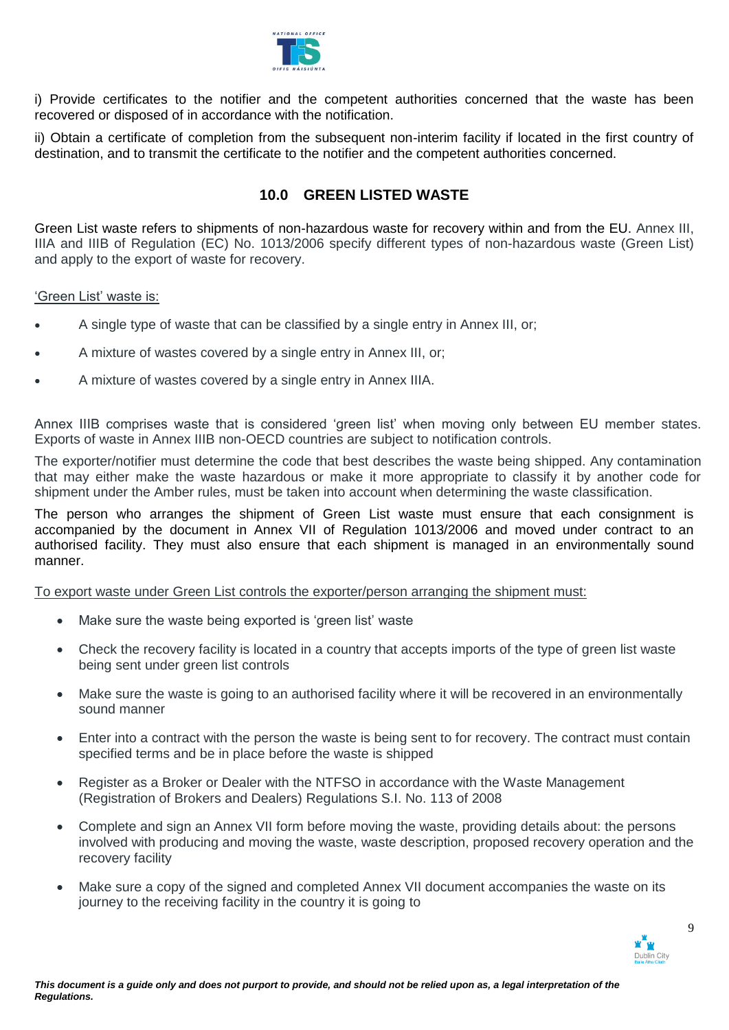i) Provide certificates to the notifier and the competent authorities concerned that the waste has been recovered or disposed of in accordance with the notification.

ii) Obtain a certificate of completion from the subsequent non-interim facility if located in the first country of destination, and to transmit the certificate to the notifier and the competent authorities concerned.

## 10.0 GREEN LISTED WASTE

Green List waste refers to shipments of non-hazardous waste for recovery within and from the EU. Annex III, IIIA and IIIB of Regulation (EC) No. 1013/2006 specify different types of non-hazardous waste (Green List) and apply to the export of waste for recovery.

'Green List' waste is:

- A single type of waste that can be classified by a single entry in Annex III, or;
- A mixture of wastes covered by a single entry in Annex III, or;
- A mixture of wastes covered by a single entry in Annex IIIA.

Annex IIIB comprises waste that is considered 'green list' when moving only between EU member states. Exports of waste in Annex IIIB non-OECD countries are subject to notification controls.

The exporter/notifier must determine the code that best describes the waste being shipped. Any contamination that may either make the waste hazardous or make it more appropriate to classify it by another code for shipment under the Amber rules, must be taken into account when determining the waste classification.

The person who arranges the shipment of Green List waste must ensure that each consignment is accompanied by the document in Annex VII of Regulation 1013/2006 and moved under contract to an authorised facility. They must also ensure that each shipment is managed in an environmentally sound manner.

To export waste under Green List controls the exporter/person arranging the shipment must:

- Make sure the waste being exported is 'green list' waste
- Check the recovery facility is located in a country that accepts imports of the type of green list waste being sent under green list controls
- Make sure the waste is going to an authorised facility where it will be recovered in an environmentally sound manner
- Enter into a contract with the person the waste is being sent to for recovery. The contract must contain specified terms and be in place before the waste is shipped
- Register as a Broker or Dealer with the NTFSO in accordance with the Waste Management (Registration of Brokers and Dealers) Regulations S.I. No. 113 of 2008
- Complete and sign an Annex VII form before moving the waste, providing details about: the persons involved with producing and moving the waste, waste description, proposed recovery operation and the recovery facility
- Make sure a copy of the signed and completed Annex VII document accompanies the waste on its journey to the receiving facility in the country it is going to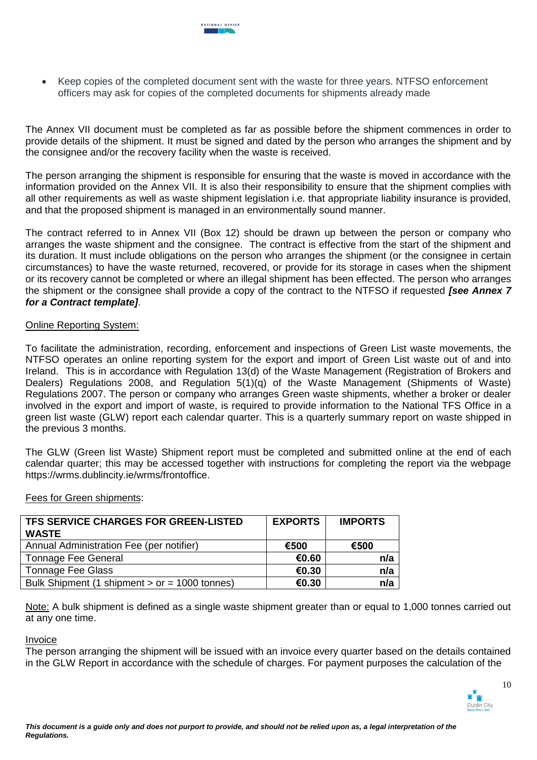- Keep copies of the completed document sent with the waste for three years. NTFSO enforcement officers may ask for copies of the completed documents for shipments already made

The Annex VII document must be completed as far as possible before the shipment commences in order to provide details of the shipment. It must be signed and dated by the person who arranges the shipment and by the consignee and/or the recovery facility when the waste is received.

The person arranging the shipment is responsible for ensuring that the waste is moved in accordance with the information provided on the Annex VII. It is also their responsibility to ensure that the shipment complies with all other requirements as well as waste shipment legislation i.e. that appropriate liability insurance is provided, and that the proposed shipment is managed in an environmentally sound manner.

The contract referred to in Annex VII (Box 12) should be drawn up between the person or company who arranges the waste shipment and the consignee. The contract is effective from the start of the shipment and its duration. It must include obligations on the person who arranges the shipment (or the consignee in certain circumstances) to have the waste returned, recovered, or provide for its storage in cases when the shipment or its recovery cannot be completed or where an illegal shipment has been effected. The person who arranges the shipment or the consignee shall provide a copy of the contract to the NTFSO if requested ***[see Annex 7 for a Contract template]***.

Online Reporting System:

To facilitate the administration, recording, enforcement and inspections of Green List waste movements, the NTFSO operates an online reporting system for the export and import of Green List waste out of and into Ireland. This is in accordance with Regulation 13(d) of the Waste Management (Registration of Brokers and Dealers) Regulations 2008, and Regulation 5(1)(q) of the Waste Management (Shipments of Waste) Regulations 2007. The person or company who arranges Green waste shipments, whether a broker or dealer involved in the export and import of waste, is required to provide information to the National TFS Office in a green list waste (GLW) report each calendar quarter. This is a quarterly summary report on waste shipped in the previous 3 months.

The GLW (Green list Waste) Shipment report must be completed and submitted online at the end of each calendar quarter; this may be accessed together with instructions for completing the report via the webpage https://wrms.dublincity.ie/wrms/frontoffice.

Fees for Green shipments:

| TFS SERVICE CHARGES FOR GREEN-LISTED WASTE | EXPORTS | IMPORTS |
|---|---|---|
| Annual Administration Fee (per notifier) | €500 | €500 |
| Tonnage Fee General | €0.60 | n/a |
| Tonnage Fee Glass | €0.30 | n/a |
| Bulk Shipment (1 shipment > or = 1000 tonnes) | €0.30 | n/a |

Note: A bulk shipment is defined as a single waste shipment greater than or equal to 1,000 tonnes carried out at any one time.

Invoice

The person arranging the shipment will be issued with an invoice every quarter based on the details contained in the GLW Report in accordance with the schedule of charges. For payment purposes the calculation of the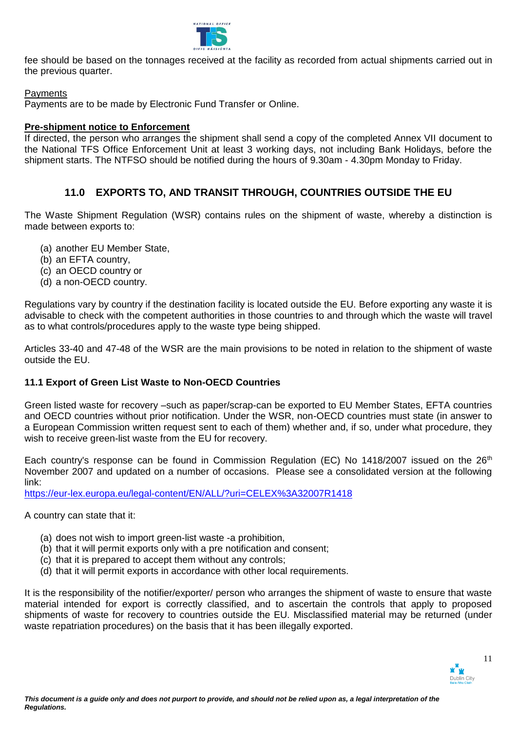fee should be based on the tonnages received at the facility as recorded from actual shipments carried out in the previous quarter.

Payments

Payments are to be made by Electronic Fund Transfer or Online.

**Pre-shipment notice to Enforcement**

If directed, the person who arranges the shipment shall send a copy of the completed Annex VII document to the National TFS Office Enforcement Unit at least 3 working days, not including Bank Holidays, before the shipment starts. The NTFSO should be notified during the hours of 9.30am - 4.30pm Monday to Friday.

## 11.0 EXPORTS TO, AND TRANSIT THROUGH, COUNTRIES OUTSIDE THE EU

The Waste Shipment Regulation (WSR) contains rules on the shipment of waste, whereby a distinction is made between exports to:

(a) another EU Member State,
(b) an EFTA country,
(c) an OECD country or
(d) a non-OECD country.

Regulations vary by country if the destination facility is located outside the EU. Before exporting any waste it is advisable to check with the competent authorities in those countries to and through which the waste will travel as to what controls/procedures apply to the waste type being shipped.

Articles 33-40 and 47-48 of the WSR are the main provisions to be noted in relation to the shipment of waste outside the EU.

### 11.1 Export of Green List Waste to Non-OECD Countries

Green listed waste for recovery –such as paper/scrap-can be exported to EU Member States, EFTA countries and OECD countries without prior notification. Under the WSR, non-OECD countries must state (in answer to a European Commission written request sent to each of them) whether and, if so, under what procedure, they wish to receive green-list waste from the EU for recovery.

Each country's response can be found in Commission Regulation (EC) No 1418/2007 issued on the 26th November 2007 and updated on a number of occasions. Please see a consolidated version at the following link:

https://eur-lex.europa.eu/legal-content/EN/ALL/?uri=CELEX%3A32007R1418

A country can state that it:

(a) does not wish to import green-list waste -a prohibition,
(b) that it will permit exports only with a pre notification and consent;
(c) that it is prepared to accept them without any controls;
(d) that it will permit exports in accordance with other local requirements.

It is the responsibility of the notifier/exporter/ person who arranges the shipment of waste to ensure that waste material intended for export is correctly classified, and to ascertain the controls that apply to proposed shipments of waste for recovery to countries outside the EU. Misclassified material may be returned (under waste repatriation procedures) on the basis that it has been illegally exported.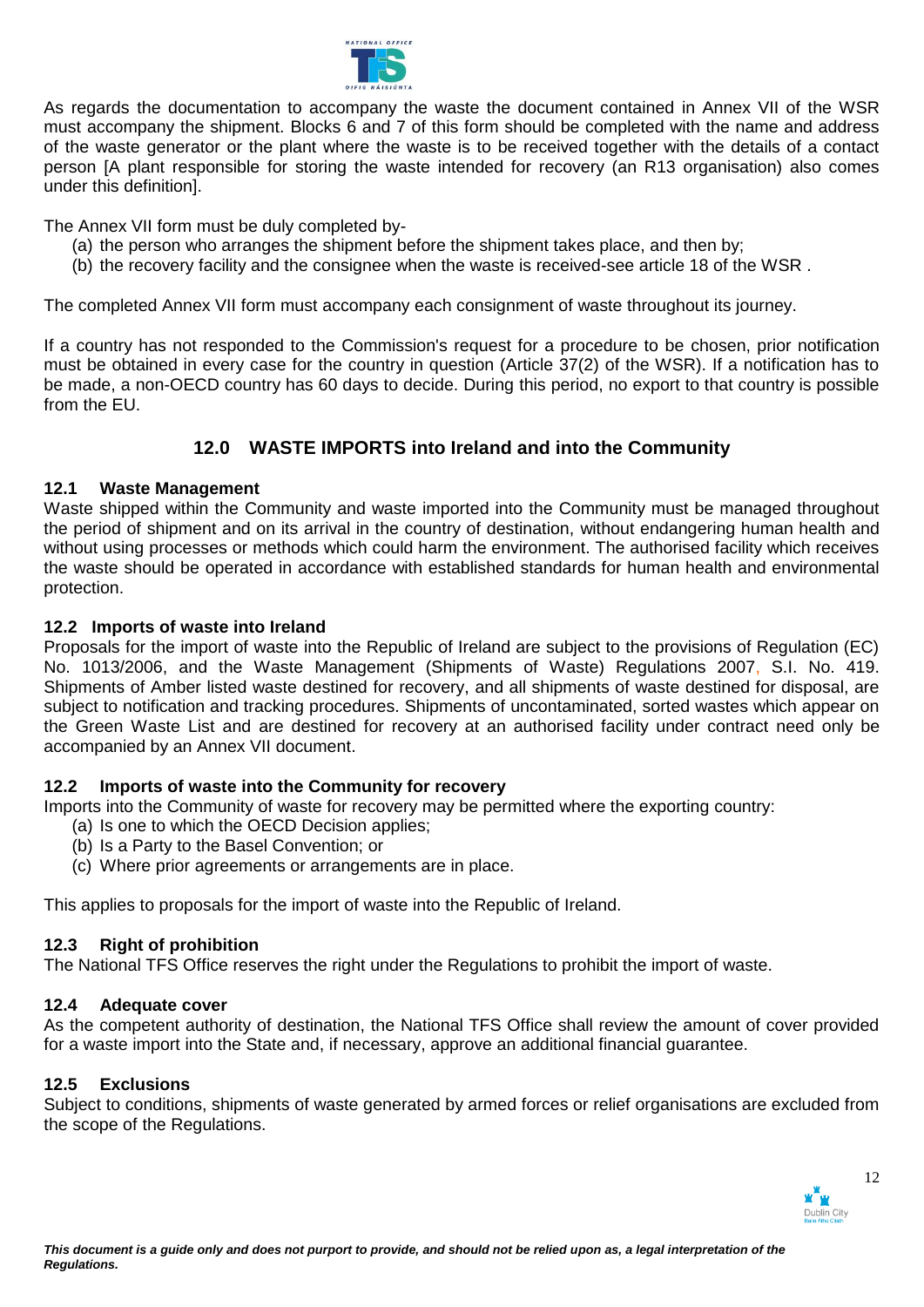As regards the documentation to accompany the waste the document contained in Annex VII of the WSR must accompany the shipment. Blocks 6 and 7 of this form should be completed with the name and address of the waste generator or the plant where the waste is to be received together with the details of a contact person [A plant responsible for storing the waste intended for recovery (an R13 organisation) also comes under this definition].

The Annex VII form must be duly completed by-

(a) the person who arranges the shipment before the shipment takes place, and then by;
(b) the recovery facility and the consignee when the waste is received-see article 18 of the WSR .

The completed Annex VII form must accompany each consignment of waste throughout its journey.

If a country has not responded to the Commission's request for a procedure to be chosen, prior notification must be obtained in every case for the country in question (Article 37(2) of the WSR). If a notification has to be made, a non-OECD country has 60 days to decide. During this period, no export to that country is possible from the EU.

## 12.0 WASTE IMPORTS into Ireland and into the Community

### 12.1 Waste Management

Waste shipped within the Community and waste imported into the Community must be managed throughout the period of shipment and on its arrival in the country of destination, without endangering human health and without using processes or methods which could harm the environment. The authorised facility which receives the waste should be operated in accordance with established standards for human health and environmental protection.

### 12.2 Imports of waste into Ireland

Proposals for the import of waste into the Republic of Ireland are subject to the provisions of Regulation (EC) No. 1013/2006, and the Waste Management (Shipments of Waste) Regulations 2007, S.I. No. 419. Shipments of Amber listed waste destined for recovery, and all shipments of waste destined for disposal, are subject to notification and tracking procedures. Shipments of uncontaminated, sorted wastes which appear on the Green Waste List and are destined for recovery at an authorised facility under contract need only be accompanied by an Annex VII document.

### 12.2 Imports of waste into the Community for recovery

Imports into the Community of waste for recovery may be permitted where the exporting country:

(a) Is one to which the OECD Decision applies;
(b) Is a Party to the Basel Convention; or
(c) Where prior agreements or arrangements are in place.

This applies to proposals for the import of waste into the Republic of Ireland.

### 12.3 Right of prohibition

The National TFS Office reserves the right under the Regulations to prohibit the import of waste.

### 12.4 Adequate cover

As the competent authority of destination, the National TFS Office shall review the amount of cover provided for a waste import into the State and, if necessary, approve an additional financial guarantee.

### 12.5 Exclusions

Subject to conditions, shipments of waste generated by armed forces or relief organisations are excluded from the scope of the Regulations.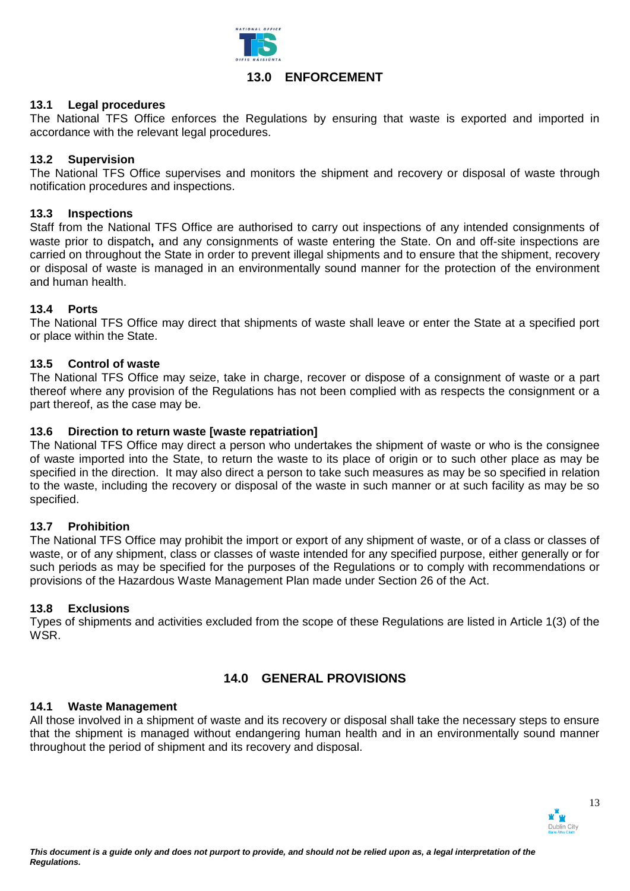## 13.0 ENFORCEMENT

### 13.1 Legal procedures

The National TFS Office enforces the Regulations by ensuring that waste is exported and imported in accordance with the relevant legal procedures.

### 13.2 Supervision

The National TFS Office supervises and monitors the shipment and recovery or disposal of waste through notification procedures and inspections.

### 13.3 Inspections

Staff from the National TFS Office are authorised to carry out inspections of any intended consignments of waste prior to dispatch**,** and any consignments of waste entering the State. On and off-site inspections are carried on throughout the State in order to prevent illegal shipments and to ensure that the shipment, recovery or disposal of waste is managed in an environmentally sound manner for the protection of the environment and human health.

### 13.4 Ports

The National TFS Office may direct that shipments of waste shall leave or enter the State at a specified port or place within the State.

### 13.5 Control of waste

The National TFS Office may seize, take in charge, recover or dispose of a consignment of waste or a part thereof where any provision of the Regulations has not been complied with as respects the consignment or a part thereof, as the case may be.

### 13.6 Direction to return waste [waste repatriation]

The National TFS Office may direct a person who undertakes the shipment of waste or who is the consignee of waste imported into the State, to return the waste to its place of origin or to such other place as may be specified in the direction. It may also direct a person to take such measures as may be so specified in relation to the waste, including the recovery or disposal of the waste in such manner or at such facility as may be so specified.

### 13.7 Prohibition

The National TFS Office may prohibit the import or export of any shipment of waste, or of a class or classes of waste, or of any shipment, class or classes of waste intended for any specified purpose, either generally or for such periods as may be specified for the purposes of the Regulations or to comply with recommendations or provisions of the Hazardous Waste Management Plan made under Section 26 of the Act.

### 13.8 Exclusions

Types of shipments and activities excluded from the scope of these Regulations are listed in Article 1(3) of the WSR.

## 14.0 GENERAL PROVISIONS

### 14.1 Waste Management

All those involved in a shipment of waste and its recovery or disposal shall take the necessary steps to ensure that the shipment is managed without endangering human health and in an environmentally sound manner throughout the period of shipment and its recovery and disposal.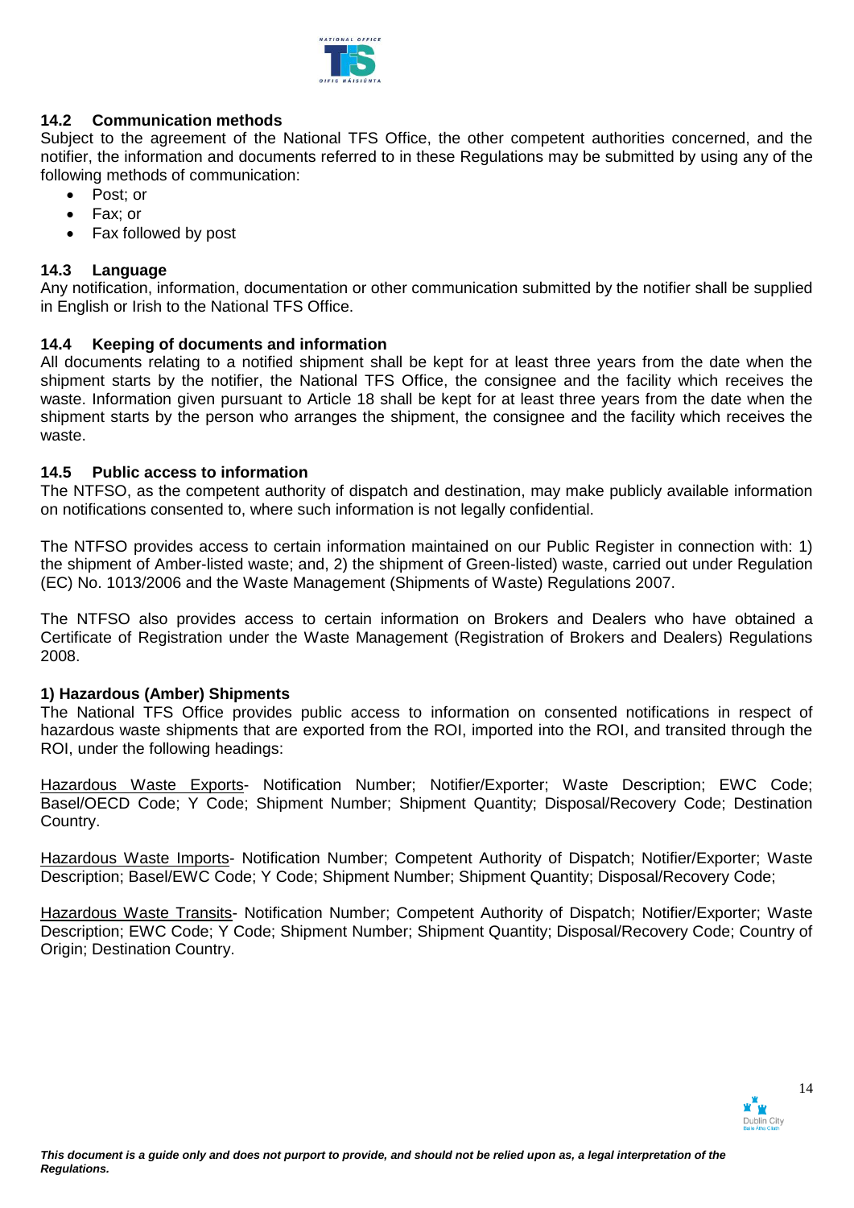### 14.2 Communication methods

Subject to the agreement of the National TFS Office, the other competent authorities concerned, and the notifier, the information and documents referred to in these Regulations may be submitted by using any of the following methods of communication:

- Post; or
- Fax; or
- Fax followed by post

### 14.3 Language

Any notification, information, documentation or other communication submitted by the notifier shall be supplied in English or Irish to the National TFS Office.

### 14.4 Keeping of documents and information

All documents relating to a notified shipment shall be kept for at least three years from the date when the shipment starts by the notifier, the National TFS Office, the consignee and the facility which receives the waste. Information given pursuant to Article 18 shall be kept for at least three years from the date when the shipment starts by the person who arranges the shipment, the consignee and the facility which receives the waste.

### 14.5 Public access to information

The NTFSO, as the competent authority of dispatch and destination, may make publicly available information on notifications consented to, where such information is not legally confidential.

The NTFSO provides access to certain information maintained on our Public Register in connection with: 1) the shipment of Amber-listed waste; and, 2) the shipment of Green-listed) waste, carried out under Regulation (EC) No. 1013/2006 and the Waste Management (Shipments of Waste) Regulations 2007.

The NTFSO also provides access to certain information on Brokers and Dealers who have obtained a Certificate of Registration under the Waste Management (Registration of Brokers and Dealers) Regulations 2008.

**1) Hazardous (Amber) Shipments**

The National TFS Office provides public access to information on consented notifications in respect of hazardous waste shipments that are exported from the ROI, imported into the ROI, and transited through the ROI, under the following headings:

Hazardous Waste Exports- Notification Number; Notifier/Exporter; Waste Description; EWC Code; Basel/OECD Code; Y Code; Shipment Number; Shipment Quantity; Disposal/Recovery Code; Destination Country.

Hazardous Waste Imports- Notification Number; Competent Authority of Dispatch; Notifier/Exporter; Waste Description; Basel/EWC Code; Y Code; Shipment Number; Shipment Quantity; Disposal/Recovery Code;

Hazardous Waste Transits- Notification Number; Competent Authority of Dispatch; Notifier/Exporter; Waste Description; EWC Code; Y Code; Shipment Number; Shipment Quantity; Disposal/Recovery Code; Country of Origin; Destination Country.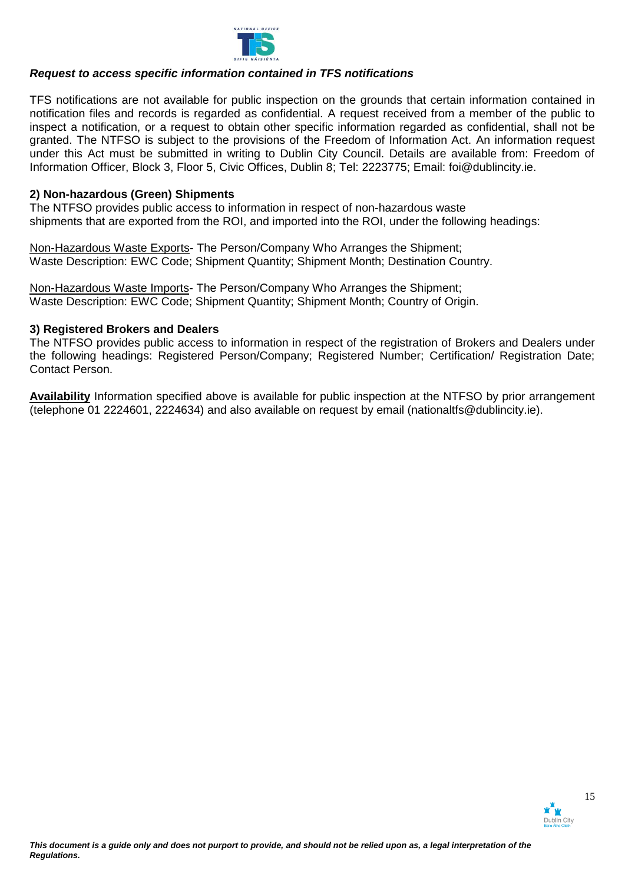***Request to access specific information contained in TFS notifications***

TFS notifications are not available for public inspection on the grounds that certain information contained in notification files and records is regarded as confidential. A request received from a member of the public to inspect a notification, or a request to obtain other specific information regarded as confidential, shall not be granted. The NTFSO is subject to the provisions of the Freedom of Information Act. An information request under this Act must be submitted in writing to Dublin City Council. Details are available from: Freedom of Information Officer, Block 3, Floor 5, Civic Offices, Dublin 8; Tel: 2223775; Email: foi@dublincity.ie.

**2) Non-hazardous (Green) Shipments**

The NTFSO provides public access to information in respect of non-hazardous waste shipments that are exported from the ROI, and imported into the ROI, under the following headings:

Non-Hazardous Waste Exports- The Person/Company Who Arranges the Shipment; Waste Description: EWC Code; Shipment Quantity; Shipment Month; Destination Country.

Non-Hazardous Waste Imports- The Person/Company Who Arranges the Shipment; Waste Description: EWC Code; Shipment Quantity; Shipment Month; Country of Origin.

**3) Registered Brokers and Dealers**

The NTFSO provides public access to information in respect of the registration of Brokers and Dealers under the following headings: Registered Person/Company; Registered Number; Certification/ Registration Date; Contact Person.

**Availability** Information specified above is available for public inspection at the NTFSO by prior arrangement (telephone 01 2224601, 2224634) and also available on request by email (nationaltfs@dublincity.ie).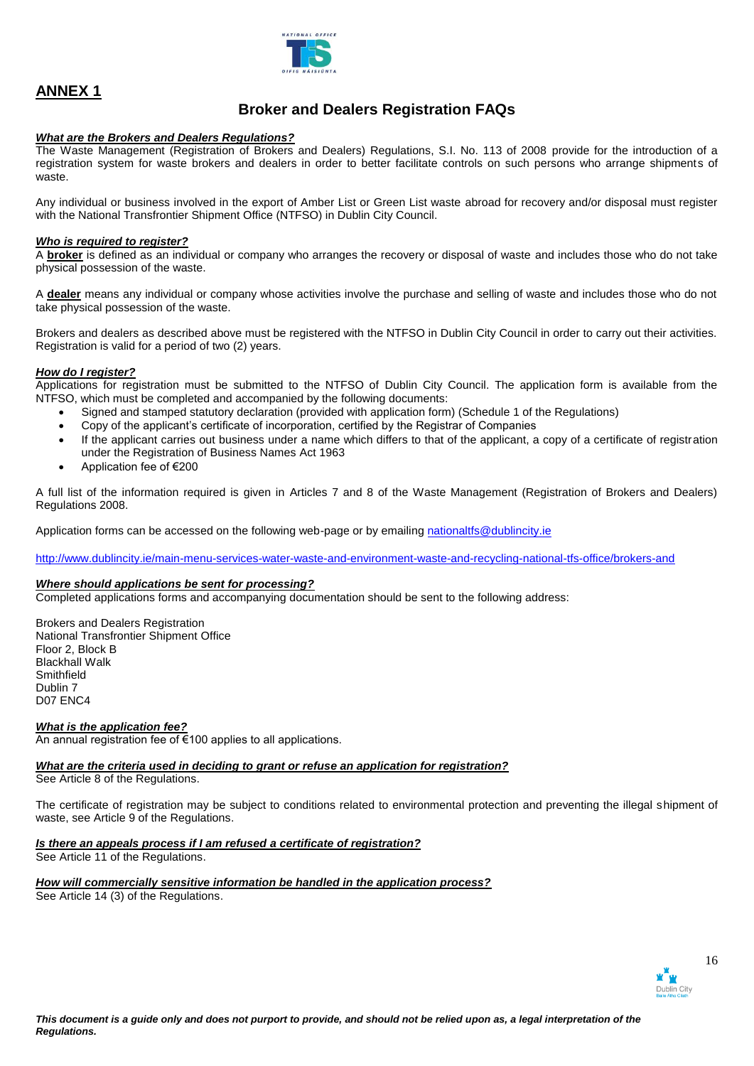## ANNEX 1

## Broker and Dealers Registration FAQs

***What are the Brokers and Dealers Regulations?***

The Waste Management (Registration of Brokers and Dealers) Regulations, S.I. No. 113 of 2008 provide for the introduction of a registration system for waste brokers and dealers in order to better facilitate controls on such persons who arrange shipments of waste.

Any individual or business involved in the export of Amber List or Green List waste abroad for recovery and/or disposal must register with the National Transfrontier Shipment Office (NTFSO) in Dublin City Council.

***Who is required to register?***

A **broker** is defined as an individual or company who arranges the recovery or disposal of waste and includes those who do not take physical possession of the waste.

A **dealer** means any individual or company whose activities involve the purchase and selling of waste and includes those who do not take physical possession of the waste.

Brokers and dealers as described above must be registered with the NTFSO in Dublin City Council in order to carry out their activities. Registration is valid for a period of two (2) years.

***How do I register?***

Applications for registration must be submitted to the NTFSO of Dublin City Council. The application form is available from the NTFSO, which must be completed and accompanied by the following documents:

- Signed and stamped statutory declaration (provided with application form) (Schedule 1 of the Regulations)
- Copy of the applicant's certificate of incorporation, certified by the Registrar of Companies
- If the applicant carries out business under a name which differs to that of the applicant, a copy of a certificate of registration under the Registration of Business Names Act 1963
- Application fee of €200

A full list of the information required is given in Articles 7 and 8 of the Waste Management (Registration of Brokers and Dealers) Regulations 2008.

Application forms can be accessed on the following web-page or by emailing nationaltfs@dublincity.ie

http://www.dublincity.ie/main-menu-services-water-waste-and-environment-waste-and-recycling-national-tfs-office/brokers-and

***Where should applications be sent for processing?***

Completed applications forms and accompanying documentation should be sent to the following address:

Brokers and Dealers Registration
National Transfrontier Shipment Office
Floor 2, Block B
Blackhall Walk
Smithfield
Dublin 7
D07 ENC4

***What is the application fee?***

An annual registration fee of €100 applies to all applications.

***What are the criteria used in deciding to grant or refuse an application for registration?***

See Article 8 of the Regulations.

The certificate of registration may be subject to conditions related to environmental protection and preventing the illegal shipment of waste, see Article 9 of the Regulations.

***Is there an appeals process if I am refused a certificate of registration?***

See Article 11 of the Regulations.

***How will commercially sensitive information be handled in the application process?***

See Article 14 (3) of the Regulations.

***This document is a guide only and does not purport to provide, and should not be relied upon as, a legal interpretation of the Regulations.***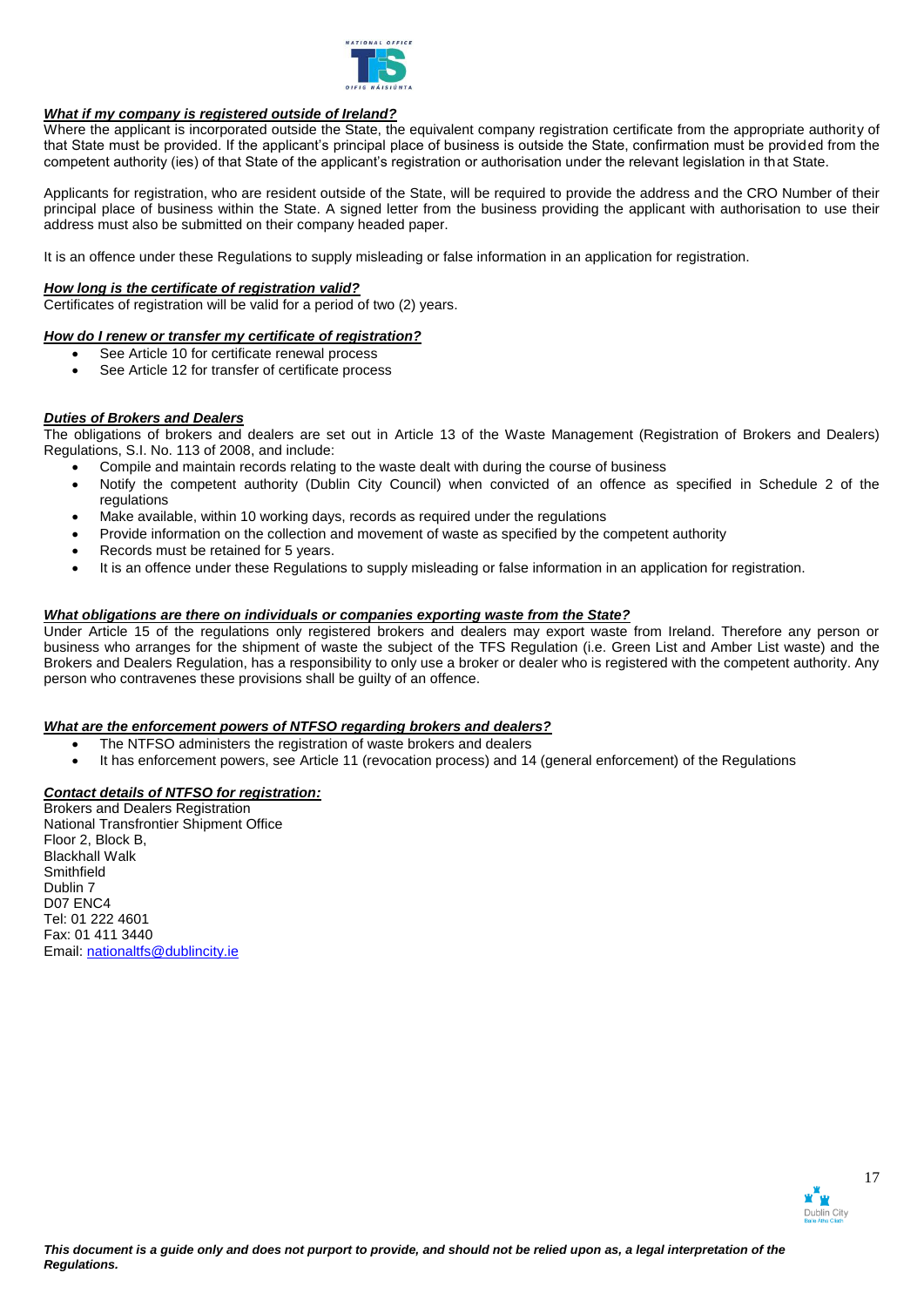***What if my company is registered outside of Ireland?***

Where the applicant is incorporated outside the State, the equivalent company registration certificate from the appropriate authority of that State must be provided. If the applicant's principal place of business is outside the State, confirmation must be provided from the competent authority (ies) of that State of the applicant's registration or authorisation under the relevant legislation in that State.

Applicants for registration, who are resident outside of the State, will be required to provide the address and the CRO Number of their principal place of business within the State. A signed letter from the business providing the applicant with authorisation to use their address must also be submitted on their company headed paper.

It is an offence under these Regulations to supply misleading or false information in an application for registration.

***How long is the certificate of registration valid?***

Certificates of registration will be valid for a period of two (2) years.

***How do I renew or transfer my certificate of registration?***

- See Article 10 for certificate renewal process
- See Article 12 for transfer of certificate process

***Duties of Brokers and Dealers***

The obligations of brokers and dealers are set out in Article 13 of the Waste Management (Registration of Brokers and Dealers) Regulations, S.I. No. 113 of 2008, and include:

- Compile and maintain records relating to the waste dealt with during the course of business
- Notify the competent authority (Dublin City Council) when convicted of an offence as specified in Schedule 2 of the regulations
- Make available, within 10 working days, records as required under the regulations
- Provide information on the collection and movement of waste as specified by the competent authority
- Records must be retained for 5 years.
- It is an offence under these Regulations to supply misleading or false information in an application for registration.

***What obligations are there on individuals or companies exporting waste from the State?***

Under Article 15 of the regulations only registered brokers and dealers may export waste from Ireland. Therefore any person or business who arranges for the shipment of waste the subject of the TFS Regulation (i.e. Green List and Amber List waste) and the Brokers and Dealers Regulation, has a responsibility to only use a broker or dealer who is registered with the competent authority. Any person who contravenes these provisions shall be guilty of an offence.

***What are the enforcement powers of NTFSO regarding brokers and dealers?***

- The NTFSO administers the registration of waste brokers and dealers
- It has enforcement powers, see Article 11 (revocation process) and 14 (general enforcement) of the Regulations

***Contact details of NTFSO for registration:***

Brokers and Dealers Registration
National Transfrontier Shipment Office
Floor 2, Block B,
Blackhall Walk
Smithfield
Dublin 7
D07 ENC4
Tel: 01 222 4601
Fax: 01 411 3440
Email: nationaltfs@dublincity.ie

***This document is a guide only and does not purport to provide, and should not be relied upon as, a legal interpretation of the Regulations.***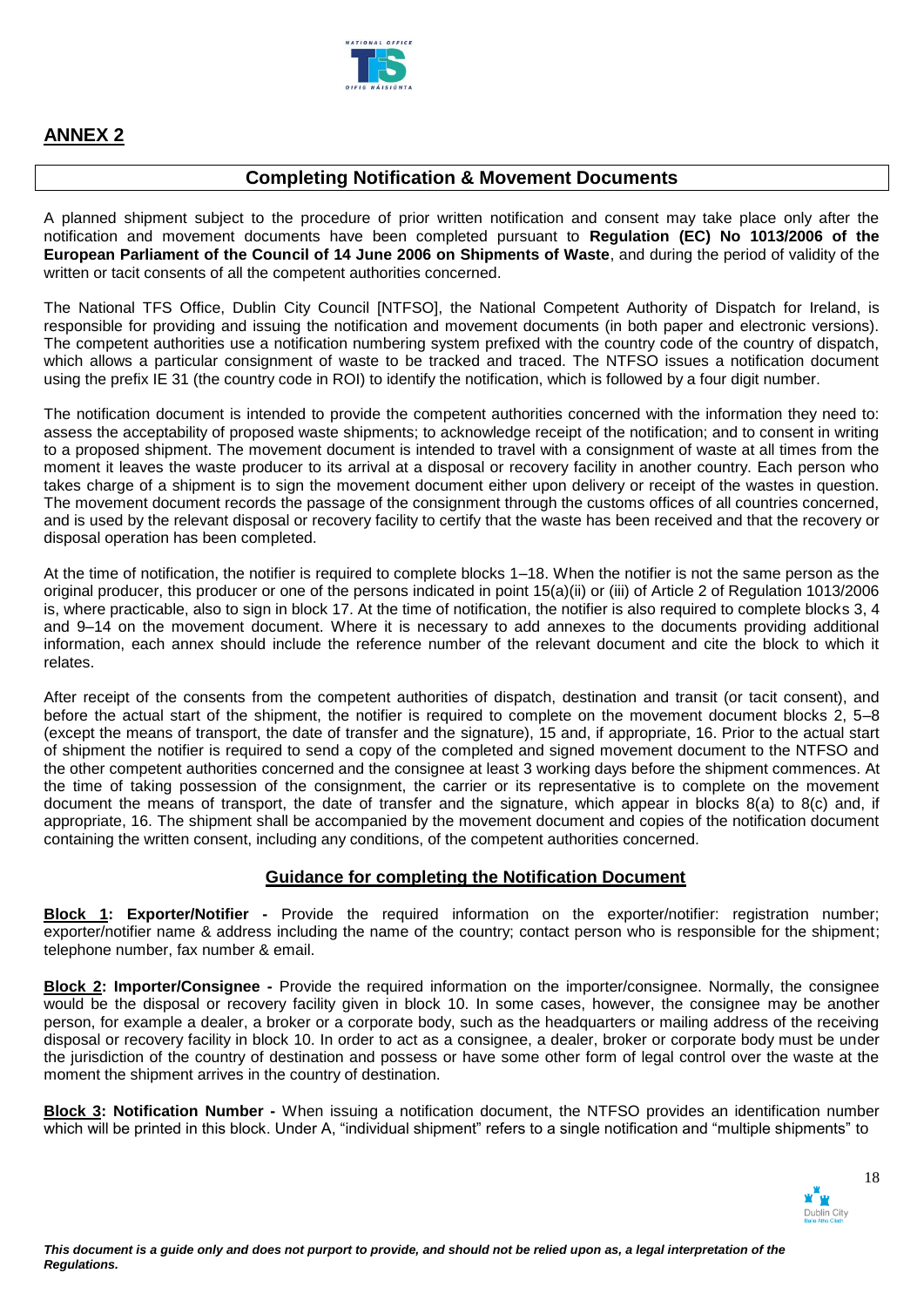## ANNEX 2

### Completing Notification & Movement Documents

A planned shipment subject to the procedure of prior written notification and consent may take place only after the notification and movement documents have been completed pursuant to **Regulation (EC) No 1013/2006 of the European Parliament of the Council of 14 June 2006 on Shipments of Waste**, and during the period of validity of the written or tacit consents of all the competent authorities concerned.

The National TFS Office, Dublin City Council [NTFSO], the National Competent Authority of Dispatch for Ireland, is responsible for providing and issuing the notification and movement documents (in both paper and electronic versions). The competent authorities use a notification numbering system prefixed with the country code of the country of dispatch, which allows a particular consignment of waste to be tracked and traced. The NTFSO issues a notification document using the prefix IE 31 (the country code in ROI) to identify the notification, which is followed by a four digit number.

The notification document is intended to provide the competent authorities concerned with the information they need to: assess the acceptability of proposed waste shipments; to acknowledge receipt of the notification; and to consent in writing to a proposed shipment. The movement document is intended to travel with a consignment of waste at all times from the moment it leaves the waste producer to its arrival at a disposal or recovery facility in another country. Each person who takes charge of a shipment is to sign the movement document either upon delivery or receipt of the wastes in question. The movement document records the passage of the consignment through the customs offices of all countries concerned, and is used by the relevant disposal or recovery facility to certify that the waste has been received and that the recovery or disposal operation has been completed.

At the time of notification, the notifier is required to complete blocks 1–18. When the notifier is not the same person as the original producer, this producer or one of the persons indicated in point 15(a)(ii) or (iii) of Article 2 of Regulation 1013/2006 is, where practicable, also to sign in block 17. At the time of notification, the notifier is also required to complete blocks 3, 4 and 9–14 on the movement document. Where it is necessary to add annexes to the documents providing additional information, each annex should include the reference number of the relevant document and cite the block to which it relates.

After receipt of the consents from the competent authorities of dispatch, destination and transit (or tacit consent), and before the actual start of the shipment, the notifier is required to complete on the movement document blocks 2, 5–8 (except the means of transport, the date of transfer and the signature), 15 and, if appropriate, 16. Prior to the actual start of shipment the notifier is required to send a copy of the completed and signed movement document to the NTFSO and the other competent authorities concerned and the consignee at least 3 working days before the shipment commences. At the time of taking possession of the consignment, the carrier or its representative is to complete on the movement document the means of transport, the date of transfer and the signature, which appear in blocks 8(a) to 8(c) and, if appropriate, 16. The shipment shall be accompanied by the movement document and copies of the notification document containing the written consent, including any conditions, of the competent authorities concerned.

### Guidance for completing the Notification Document

**Block 1: Exporter/Notifier -** Provide the required information on the exporter/notifier: registration number; exporter/notifier name & address including the name of the country; contact person who is responsible for the shipment; telephone number, fax number & email.

**Block 2: Importer/Consignee -** Provide the required information on the importer/consignee. Normally, the consignee would be the disposal or recovery facility given in block 10. In some cases, however, the consignee may be another person, for example a dealer, a broker or a corporate body, such as the headquarters or mailing address of the receiving disposal or recovery facility in block 10. In order to act as a consignee, a dealer, broker or corporate body must be under the jurisdiction of the country of destination and possess or have some other form of legal control over the waste at the moment the shipment arrives in the country of destination.

**Block 3: Notification Number -** When issuing a notification document, the NTFSO provides an identification number which will be printed in this block. Under A, "individual shipment" refers to a single notification and "multiple shipments" to

*This document is a guide only and does not purport to provide, and should not be relied upon as, a legal interpretation of the Regulations.*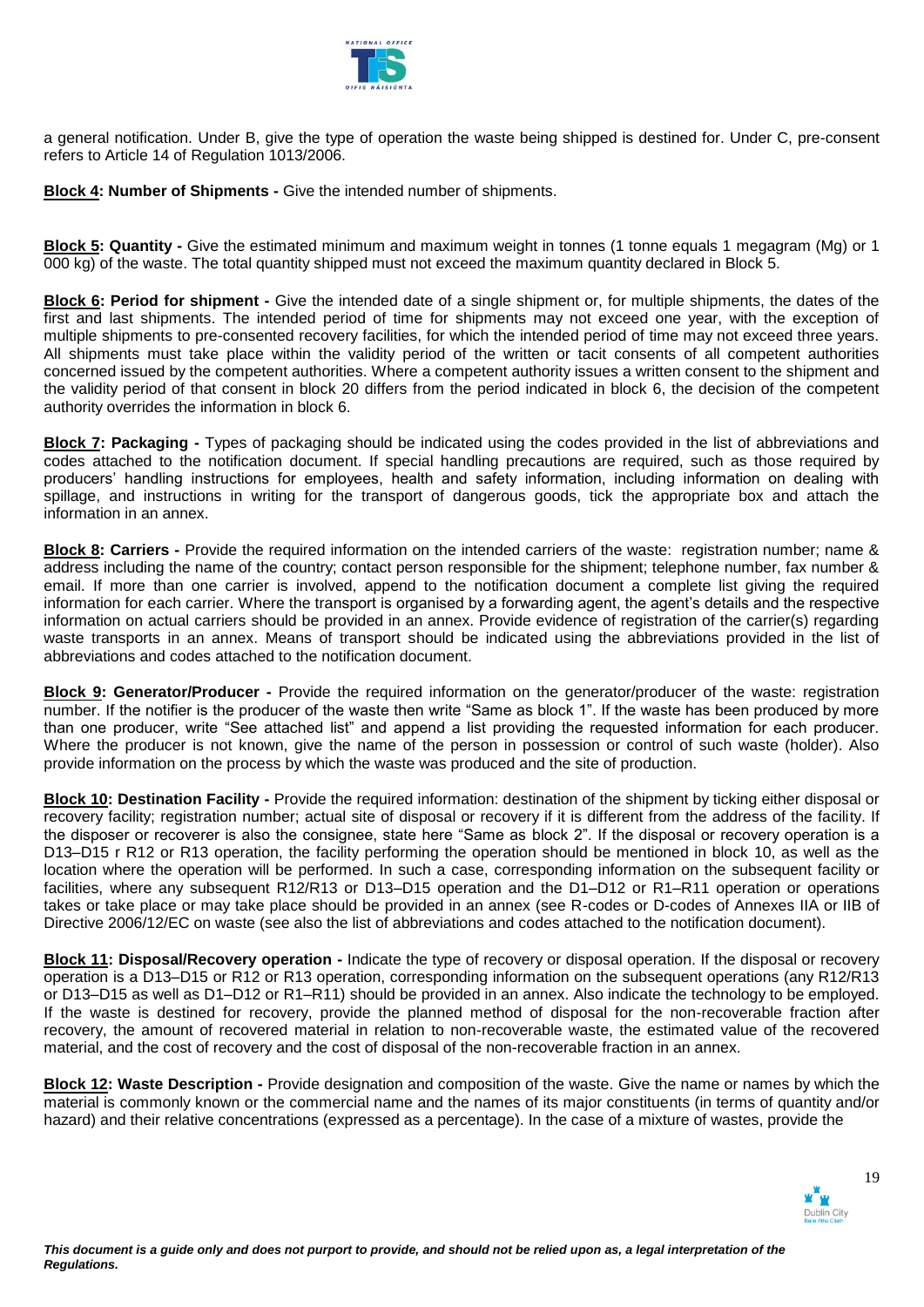a general notification. Under B, give the type of operation the waste being shipped is destined for. Under C, pre-consent refers to Article 14 of Regulation 1013/2006.

**Block 4: Number of Shipments -** Give the intended number of shipments.

**Block 5: Quantity -** Give the estimated minimum and maximum weight in tonnes (1 tonne equals 1 megagram (Mg) or 1 000 kg) of the waste. The total quantity shipped must not exceed the maximum quantity declared in Block 5.

**Block 6: Period for shipment -** Give the intended date of a single shipment or, for multiple shipments, the dates of the first and last shipments. The intended period of time for shipments may not exceed one year, with the exception of multiple shipments to pre-consented recovery facilities, for which the intended period of time may not exceed three years. All shipments must take place within the validity period of the written or tacit consents of all competent authorities concerned issued by the competent authorities. Where a competent authority issues a written consent to the shipment and the validity period of that consent in block 20 differs from the period indicated in block 6, the decision of the competent authority overrides the information in block 6.

**Block 7: Packaging -** Types of packaging should be indicated using the codes provided in the list of abbreviations and codes attached to the notification document. If special handling precautions are required, such as those required by producers' handling instructions for employees, health and safety information, including information on dealing with spillage, and instructions in writing for the transport of dangerous goods, tick the appropriate box and attach the information in an annex.

**Block 8: Carriers -** Provide the required information on the intended carriers of the waste: registration number; name & address including the name of the country; contact person responsible for the shipment; telephone number, fax number & email. If more than one carrier is involved, append to the notification document a complete list giving the required information for each carrier. Where the transport is organised by a forwarding agent, the agent's details and the respective information on actual carriers should be provided in an annex. Provide evidence of registration of the carrier(s) regarding waste transports in an annex. Means of transport should be indicated using the abbreviations provided in the list of abbreviations and codes attached to the notification document.

**Block 9: Generator/Producer -** Provide the required information on the generator/producer of the waste: registration number. If the notifier is the producer of the waste then write "Same as block 1". If the waste has been produced by more than one producer, write "See attached list" and append a list providing the requested information for each producer. Where the producer is not known, give the name of the person in possession or control of such waste (holder). Also provide information on the process by which the waste was produced and the site of production.

**Block 10: Destination Facility -** Provide the required information: destination of the shipment by ticking either disposal or recovery facility; registration number; actual site of disposal or recovery if it is different from the address of the facility. If the disposer or recoverer is also the consignee, state here "Same as block 2". If the disposal or recovery operation is a D13–D15 r R12 or R13 operation, the facility performing the operation should be mentioned in block 10, as well as the location where the operation will be performed. In such a case, corresponding information on the subsequent facility or facilities, where any subsequent R12/R13 or D13–D15 operation and the D1–D12 or R1–R11 operation or operations takes or take place or may take place should be provided in an annex (see R-codes or D-codes of Annexes IIA or IIB of Directive 2006/12/EC on waste (see also the list of abbreviations and codes attached to the notification document).

**Block 11: Disposal/Recovery operation -** Indicate the type of recovery or disposal operation. If the disposal or recovery operation is a D13–D15 or R12 or R13 operation, corresponding information on the subsequent operations (any R12/R13 or D13–D15 as well as D1–D12 or R1–R11) should be provided in an annex. Also indicate the technology to be employed. If the waste is destined for recovery, provide the planned method of disposal for the non-recoverable fraction after recovery, the amount of recovered material in relation to non-recoverable waste, the estimated value of the recovered material, and the cost of recovery and the cost of disposal of the non-recoverable fraction in an annex.

**Block 12: Waste Description -** Provide designation and composition of the waste. Give the name or names by which the material is commonly known or the commercial name and the names of its major constituents (in terms of quantity and/or hazard) and their relative concentrations (expressed as a percentage). In the case of a mixture of wastes, provide the

*This document is a guide only and does not purport to provide, and should not be relied upon as, a legal interpretation of the Regulations.*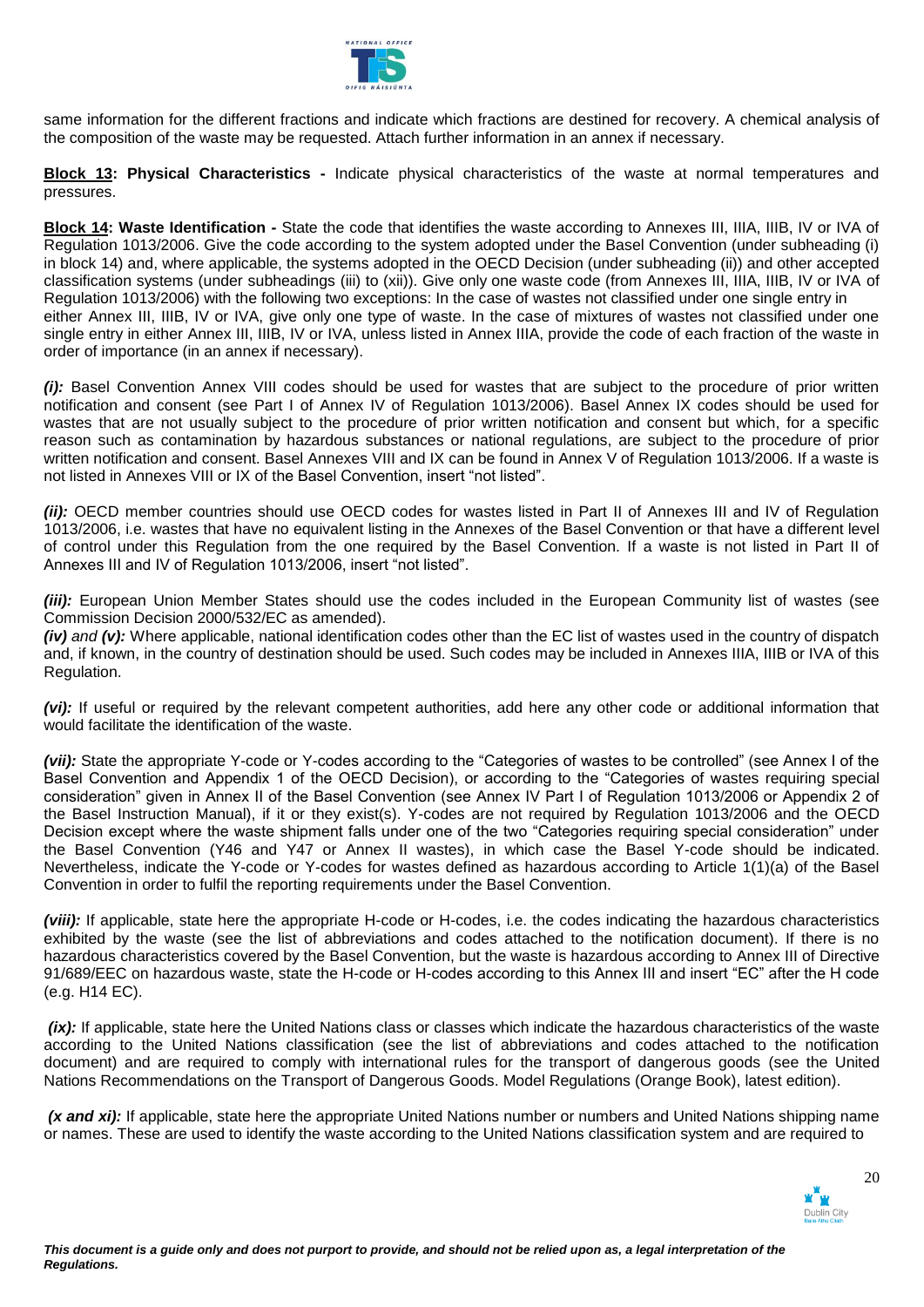same information for the different fractions and indicate which fractions are destined for recovery. A chemical analysis of the composition of the waste may be requested. Attach further information in an annex if necessary.

**Block 13: Physical Characteristics -** Indicate physical characteristics of the waste at normal temperatures and pressures.

**Block 14: Waste Identification -** State the code that identifies the waste according to Annexes III, IIIA, IIIB, IV or IVA of Regulation 1013/2006. Give the code according to the system adopted under the Basel Convention (under subheading (i) in block 14) and, where applicable, the systems adopted in the OECD Decision (under subheading (ii)) and other accepted classification systems (under subheadings (iii) to (xii)). Give only one waste code (from Annexes III, IIIA, IIIB, IV or IVA of Regulation 1013/2006) with the following two exceptions: In the case of wastes not classified under one single entry in either Annex III, IIIB, IV or IVA, give only one type of waste. In the case of mixtures of wastes not classified under one single entry in either Annex III, IIIB, IV or IVA, unless listed in Annex IIIA, provide the code of each fraction of the waste in order of importance (in an annex if necessary).

***(i):*** Basel Convention Annex VIII codes should be used for wastes that are subject to the procedure of prior written notification and consent (see Part I of Annex IV of Regulation 1013/2006). Basel Annex IX codes should be used for wastes that are not usually subject to the procedure of prior written notification and consent but which, for a specific reason such as contamination by hazardous substances or national regulations, are subject to the procedure of prior written notification and consent. Basel Annexes VIII and IX can be found in Annex V of Regulation 1013/2006. If a waste is not listed in Annexes VIII or IX of the Basel Convention, insert "not listed".

***(ii):*** OECD member countries should use OECD codes for wastes listed in Part II of Annexes III and IV of Regulation 1013/2006, i.e. wastes that have no equivalent listing in the Annexes of the Basel Convention or that have a different level of control under this Regulation from the one required by the Basel Convention. If a waste is not listed in Part II of Annexes III and IV of Regulation 1013/2006, insert "not listed".

***(iii):*** European Union Member States should use the codes included in the European Community list of wastes (see Commission Decision 2000/532/EC as amended).

***(iv)*** *and* ***(v):*** Where applicable, national identification codes other than the EC list of wastes used in the country of dispatch and, if known, in the country of destination should be used. Such codes may be included in Annexes IIIA, IIIB or IVA of this Regulation.

***(vi):*** If useful or required by the relevant competent authorities, add here any other code or additional information that would facilitate the identification of the waste.

***(vii):*** State the appropriate Y-code or Y-codes according to the "Categories of wastes to be controlled" (see Annex I of the Basel Convention and Appendix 1 of the OECD Decision), or according to the "Categories of wastes requiring special consideration" given in Annex II of the Basel Convention (see Annex IV Part I of Regulation 1013/2006 or Appendix 2 of the Basel Instruction Manual), if it or they exist(s). Y-codes are not required by Regulation 1013/2006 and the OECD Decision except where the waste shipment falls under one of the two "Categories requiring special consideration" under the Basel Convention (Y46 and Y47 or Annex II wastes), in which case the Basel Y-code should be indicated. Nevertheless, indicate the Y-code or Y-codes for wastes defined as hazardous according to Article 1(1)(a) of the Basel Convention in order to fulfil the reporting requirements under the Basel Convention.

***(viii):*** If applicable, state here the appropriate H-code or H-codes, i.e. the codes indicating the hazardous characteristics exhibited by the waste (see the list of abbreviations and codes attached to the notification document). If there is no hazardous characteristics covered by the Basel Convention, but the waste is hazardous according to Annex III of Directive 91/689/EEC on hazardous waste, state the H-code or H-codes according to this Annex III and insert "EC" after the H code (e.g. H14 EC).

***(ix):*** If applicable, state here the United Nations class or classes which indicate the hazardous characteristics of the waste according to the United Nations classification (see the list of abbreviations and codes attached to the notification document) and are required to comply with international rules for the transport of dangerous goods (see the United Nations Recommendations on the Transport of Dangerous Goods. Model Regulations (Orange Book), latest edition).

***(x and xi):*** If applicable, state here the appropriate United Nations number or numbers and United Nations shipping name or names. These are used to identify the waste according to the United Nations classification system and are required to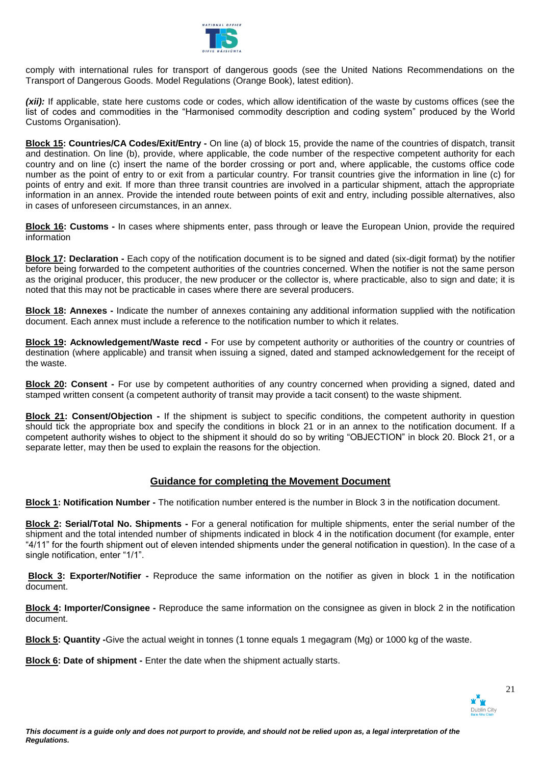comply with international rules for transport of dangerous goods (see the United Nations Recommendations on the Transport of Dangerous Goods. Model Regulations (Orange Book), latest edition).

***(xii):*** If applicable, state here customs code or codes, which allow identification of the waste by customs offices (see the list of codes and commodities in the "Harmonised commodity description and coding system" produced by the World Customs Organisation).

**Block 15: Countries/CA Codes/Exit/Entry -** On line (a) of block 15, provide the name of the countries of dispatch, transit and destination. On line (b), provide, where applicable, the code number of the respective competent authority for each country and on line (c) insert the name of the border crossing or port and, where applicable, the customs office code number as the point of entry to or exit from a particular country. For transit countries give the information in line (c) for points of entry and exit. If more than three transit countries are involved in a particular shipment, attach the appropriate information in an annex. Provide the intended route between points of exit and entry, including possible alternatives, also in cases of unforeseen circumstances, in an annex.

**Block 16: Customs -** In cases where shipments enter, pass through or leave the European Union, provide the required information

**Block 17: Declaration -** Each copy of the notification document is to be signed and dated (six-digit format) by the notifier before being forwarded to the competent authorities of the countries concerned. When the notifier is not the same person as the original producer, this producer, the new producer or the collector is, where practicable, also to sign and date; it is noted that this may not be practicable in cases where there are several producers.

**Block 18: Annexes -** Indicate the number of annexes containing any additional information supplied with the notification document. Each annex must include a reference to the notification number to which it relates.

**Block 19: Acknowledgement/Waste recd -** For use by competent authority or authorities of the country or countries of destination (where applicable) and transit when issuing a signed, dated and stamped acknowledgement for the receipt of the waste.

**Block 20: Consent -** For use by competent authorities of any country concerned when providing a signed, dated and stamped written consent (a competent authority of transit may provide a tacit consent) to the waste shipment.

**Block 21: Consent/Objection -** If the shipment is subject to specific conditions, the competent authority in question should tick the appropriate box and specify the conditions in block 21 or in an annex to the notification document. If a competent authority wishes to object to the shipment it should do so by writing "OBJECTION" in block 20. Block 21, or a separate letter, may then be used to explain the reasons for the objection.

## Guidance for completing the Movement Document

**Block 1: Notification Number -** The notification number entered is the number in Block 3 in the notification document.

**Block 2: Serial/Total No. Shipments -** For a general notification for multiple shipments, enter the serial number of the shipment and the total intended number of shipments indicated in block 4 in the notification document (for example, enter "4/11" for the fourth shipment out of eleven intended shipments under the general notification in question). In the case of a single notification, enter "1/1".

**Block 3: Exporter/Notifier -** Reproduce the same information on the notifier as given in block 1 in the notification document.

**Block 4: Importer/Consignee -** Reproduce the same information on the consignee as given in block 2 in the notification document.

**Block 5: Quantity -**Give the actual weight in tonnes (1 tonne equals 1 megagram (Mg) or 1000 kg of the waste.

**Block 6: Date of shipment -** Enter the date when the shipment actually starts.

***This document is a guide only and does not purport to provide, and should not be relied upon as, a legal interpretation of the Regulations.***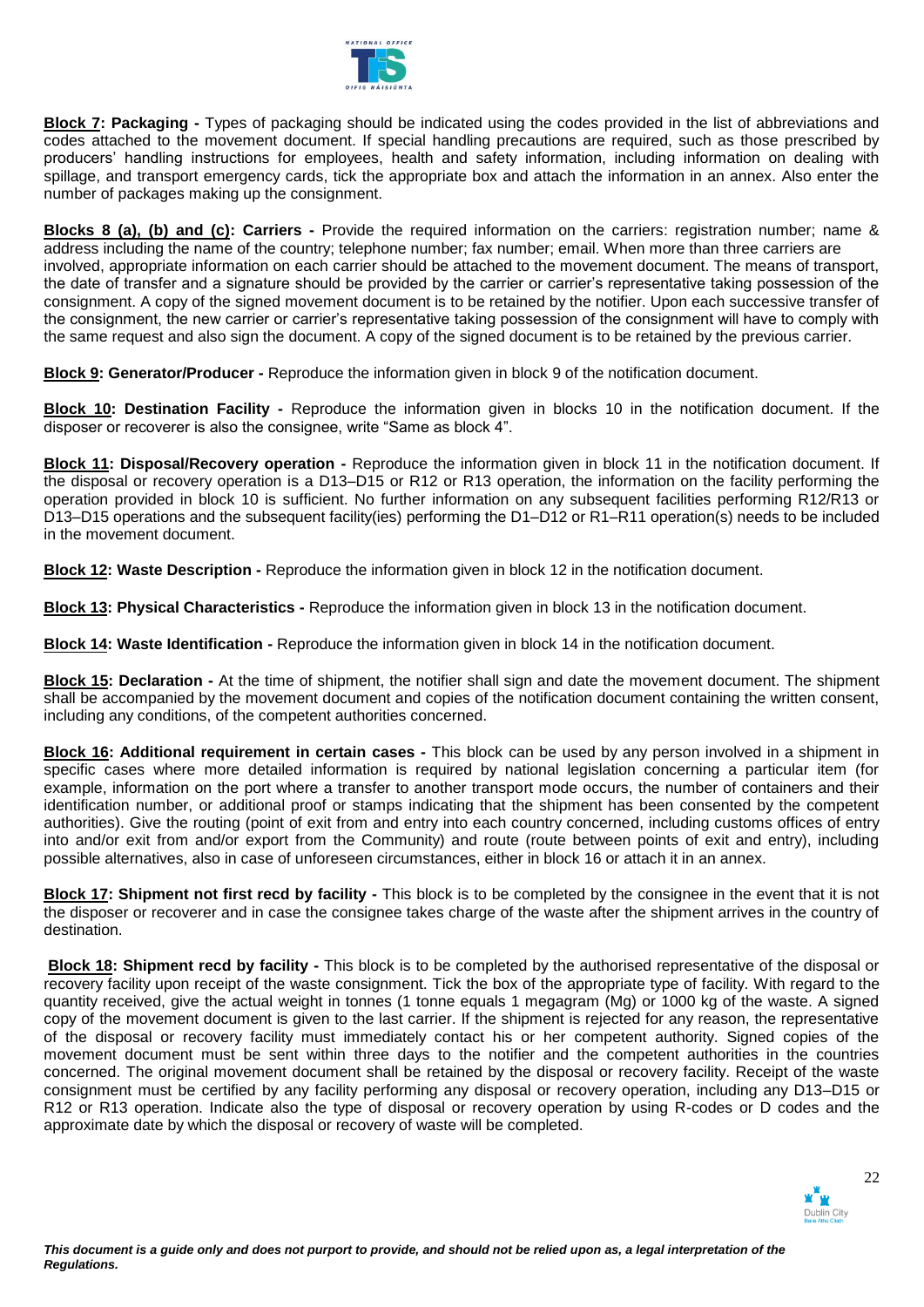**Block 7: Packaging -** Types of packaging should be indicated using the codes provided in the list of abbreviations and codes attached to the movement document. If special handling precautions are required, such as those prescribed by producers' handling instructions for employees, health and safety information, including information on dealing with spillage, and transport emergency cards, tick the appropriate box and attach the information in an annex. Also enter the number of packages making up the consignment.

**Blocks 8 (a), (b) and (c): Carriers -** Provide the required information on the carriers: registration number; name & address including the name of the country; telephone number; fax number; email. When more than three carriers are involved, appropriate information on each carrier should be attached to the movement document. The means of transport, the date of transfer and a signature should be provided by the carrier or carrier's representative taking possession of the consignment. A copy of the signed movement document is to be retained by the notifier. Upon each successive transfer of the consignment, the new carrier or carrier's representative taking possession of the consignment will have to comply with the same request and also sign the document. A copy of the signed document is to be retained by the previous carrier.

**Block 9: Generator/Producer -** Reproduce the information given in block 9 of the notification document.

**Block 10: Destination Facility -** Reproduce the information given in blocks 10 in the notification document. If the disposer or recoverer is also the consignee, write "Same as block 4".

**Block 11: Disposal/Recovery operation -** Reproduce the information given in block 11 in the notification document. If the disposal or recovery operation is a D13–D15 or R12 or R13 operation, the information on the facility performing the operation provided in block 10 is sufficient. No further information on any subsequent facilities performing R12/R13 or D13–D15 operations and the subsequent facility(ies) performing the D1–D12 or R1–R11 operation(s) needs to be included in the movement document.

**Block 12: Waste Description -** Reproduce the information given in block 12 in the notification document.

**Block 13: Physical Characteristics -** Reproduce the information given in block 13 in the notification document.

**Block 14: Waste Identification -** Reproduce the information given in block 14 in the notification document.

**Block 15: Declaration -** At the time of shipment, the notifier shall sign and date the movement document. The shipment shall be accompanied by the movement document and copies of the notification document containing the written consent, including any conditions, of the competent authorities concerned.

**Block 16: Additional requirement in certain cases -** This block can be used by any person involved in a shipment in specific cases where more detailed information is required by national legislation concerning a particular item (for example, information on the port where a transfer to another transport mode occurs, the number of containers and their identification number, or additional proof or stamps indicating that the shipment has been consented by the competent authorities). Give the routing (point of exit from and entry into each country concerned, including customs offices of entry into and/or exit from and/or export from the Community) and route (route between points of exit and entry), including possible alternatives, also in case of unforeseen circumstances, either in block 16 or attach it in an annex.

**Block 17: Shipment not first recd by facility -** This block is to be completed by the consignee in the event that it is not the disposer or recoverer and in case the consignee takes charge of the waste after the shipment arrives in the country of destination.

**Block 18: Shipment recd by facility -** This block is to be completed by the authorised representative of the disposal or recovery facility upon receipt of the waste consignment. Tick the box of the appropriate type of facility. With regard to the quantity received, give the actual weight in tonnes (1 tonne equals 1 megagram (Mg) or 1000 kg of the waste. A signed copy of the movement document is given to the last carrier. If the shipment is rejected for any reason, the representative of the disposal or recovery facility must immediately contact his or her competent authority. Signed copies of the movement document must be sent within three days to the notifier and the competent authorities in the countries concerned. The original movement document shall be retained by the disposal or recovery facility. Receipt of the waste consignment must be certified by any facility performing any disposal or recovery operation, including any D13–D15 or R12 or R13 operation. Indicate also the type of disposal or recovery operation by using R-codes or D codes and the approximate date by which the disposal or recovery of waste will be completed.

*This document is a guide only and does not purport to provide, and should not be relied upon as, a legal interpretation of the Regulations.*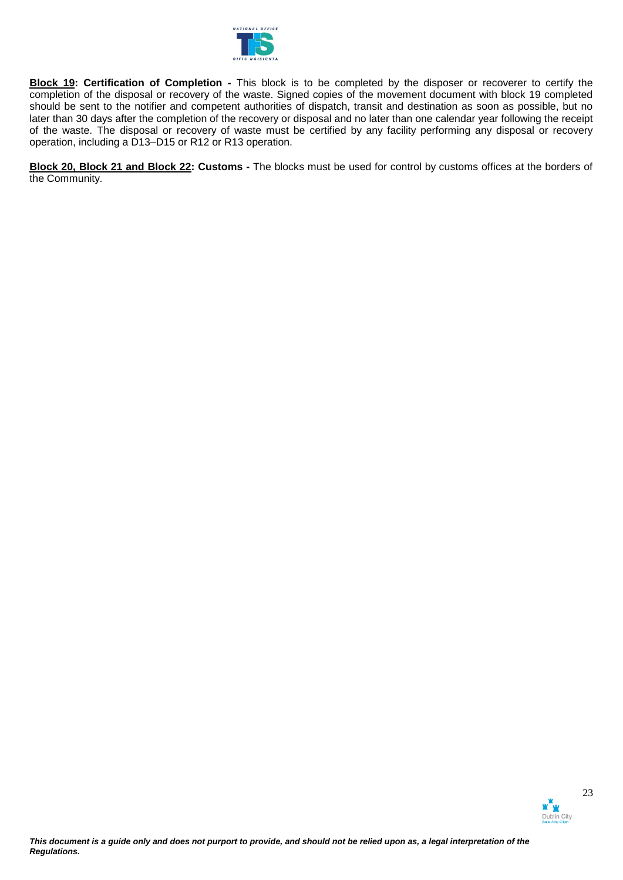**<u>Block 19</u>: Certification of Completion -** This block is to be completed by the disposer or recoverer to certify the completion of the disposal or recovery of the waste. Signed copies of the movement document with block 19 completed should be sent to the notifier and competent authorities of dispatch, transit and destination as soon as possible, but no later than 30 days after the completion of the recovery or disposal and no later than one calendar year following the receipt of the waste. The disposal or recovery of waste must be certified by any facility performing any disposal or recovery operation, including a D13–D15 or R12 or R13 operation.

**<u>Block 20, Block 21 and Block 22</u>: Customs -** The blocks must be used for control by customs offices at the borders of the Community.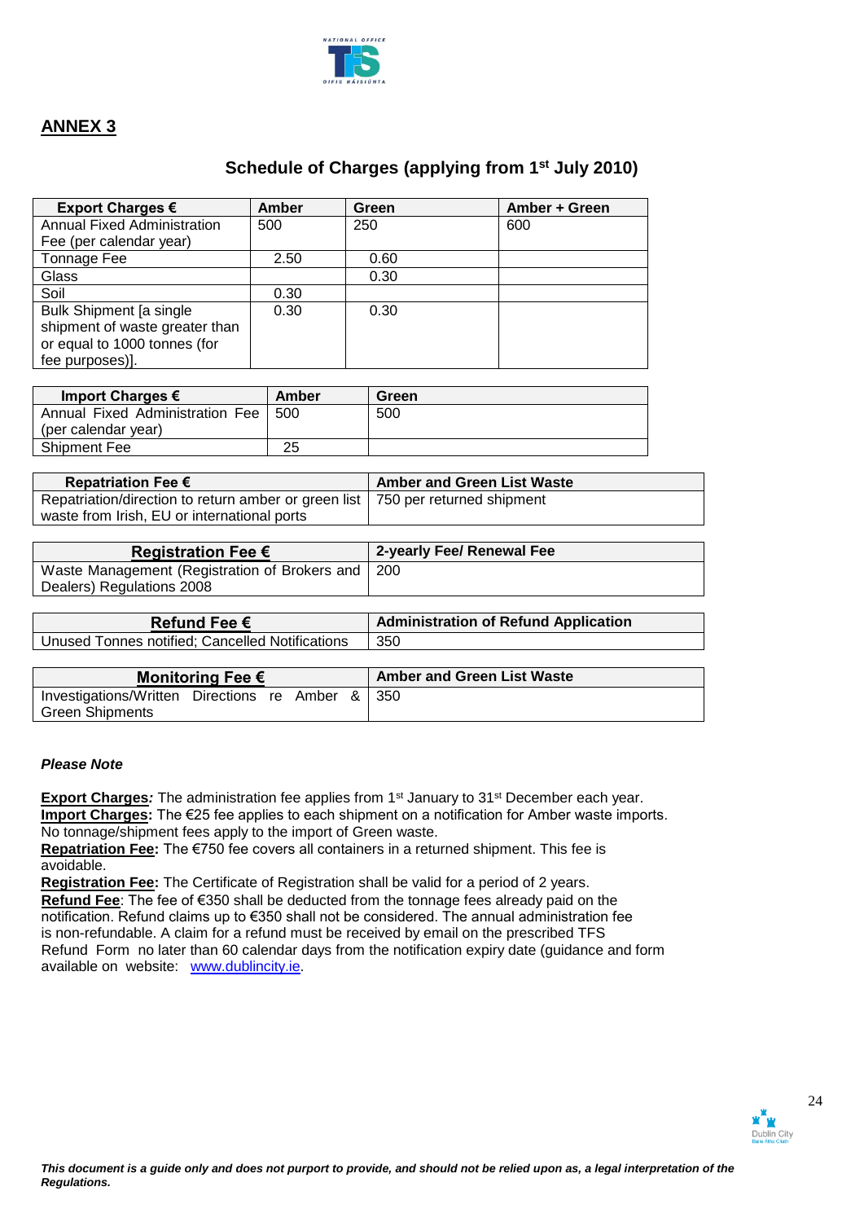## ANNEX 3

### Schedule of Charges (applying from 1st July 2010)

| Export Charges € | Amber | Green | Amber + Green |
|---|---|---|---|
| Annual Fixed Administration Fee (per calendar year) | 500 | 250 | 600 |
| Tonnage Fee | 2.50 | 0.60 | |
| Glass | | 0.30 | |
| Soil | 0.30 | | |
| Bulk Shipment [a single shipment of waste greater than or equal to 1000 tonnes (for fee purposes)]. | 0.30 | 0.30 | |

| Import Charges € | Amber | Green |
|---|---|---|
| Annual Fixed Administration Fee (per calendar year) | 500 | 500 |
| Shipment Fee | 25 | |

| Repatriation Fee € | Amber and Green List Waste |
|---|---|
| Repatriation/direction to return amber or green list waste from Irish, EU or international ports | 750 per returned shipment |

| Registration Fee € | 2-yearly Fee/ Renewal Fee |
|---|---|
| Waste Management (Registration of Brokers and Dealers) Regulations 2008 | 200 |

| Refund Fee € | Administration of Refund Application |
|---|---|
| Unused Tonnes notified; Cancelled Notifications | 350 |

| Monitoring Fee € | Amber and Green List Waste |
|---|---|
| Investigations/Written Directions re Amber & Green Shipments | 350 |

***Please Note***

**Export Charges***:* The administration fee applies from 1st January to 31st December each year.
**Import Charges:** The €25 fee applies to each shipment on a notification for Amber waste imports. No tonnage/shipment fees apply to the import of Green waste.
**Repatriation Fee:** The €750 fee covers all containers in a returned shipment. This fee is avoidable.
**Registration Fee:** The Certificate of Registration shall be valid for a period of 2 years.
**Refund Fee**: The fee of €350 shall be deducted from the tonnage fees already paid on the notification. Refund claims up to €350 shall not be considered. The annual administration fee is non-refundable. A claim for a refund must be received by email on the prescribed TFS Refund Form no later than 60 calendar days from the notification expiry date (guidance and form available on website: www.dublincity.ie.

*This document is a guide only and does not purport to provide, and should not be relied upon as, a legal interpretation of the Regulations.*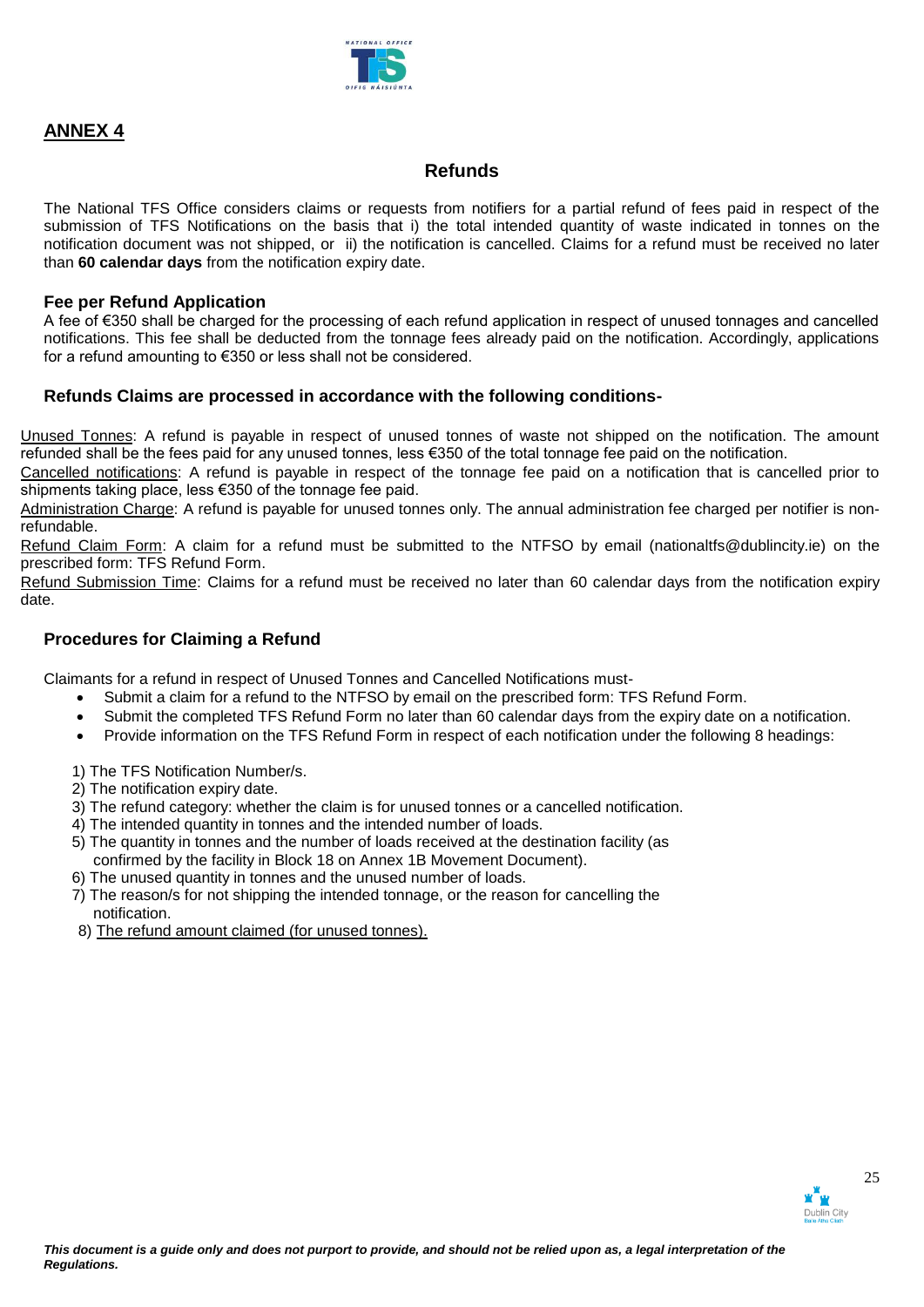## ANNEX 4

### Refunds

The National TFS Office considers claims or requests from notifiers for a partial refund of fees paid in respect of the submission of TFS Notifications on the basis that i) the total intended quantity of waste indicated in tonnes on the notification document was not shipped, or ii) the notification is cancelled. Claims for a refund must be received no later than **60 calendar days** from the notification expiry date.

#### Fee per Refund Application

A fee of €350 shall be charged for the processing of each refund application in respect of unused tonnages and cancelled notifications. This fee shall be deducted from the tonnage fees already paid on the notification. Accordingly, applications for a refund amounting to €350 or less shall not be considered.

#### Refunds Claims are processed in accordance with the following conditions-

Unused Tonnes: A refund is payable in respect of unused tonnes of waste not shipped on the notification. The amount refunded shall be the fees paid for any unused tonnes, less €350 of the total tonnage fee paid on the notification.

Cancelled notifications: A refund is payable in respect of the tonnage fee paid on a notification that is cancelled prior to shipments taking place, less €350 of the tonnage fee paid.

Administration Charge: A refund is payable for unused tonnes only. The annual administration fee charged per notifier is non-refundable.

Refund Claim Form: A claim for a refund must be submitted to the NTFSO by email (nationaltfs@dublincity.ie) on the prescribed form: TFS Refund Form.

Refund Submission Time: Claims for a refund must be received no later than 60 calendar days from the notification expiry date.

#### Procedures for Claiming a Refund

Claimants for a refund in respect of Unused Tonnes and Cancelled Notifications must-

- Submit a claim for a refund to the NTFSO by email on the prescribed form: TFS Refund Form.
- Submit the completed TFS Refund Form no later than 60 calendar days from the expiry date on a notification.
- Provide information on the TFS Refund Form in respect of each notification under the following 8 headings:

1) The TFS Notification Number/s.
2) The notification expiry date.
3) The refund category: whether the claim is for unused tonnes or a cancelled notification.
4) The intended quantity in tonnes and the intended number of loads.
5) The quantity in tonnes and the number of loads received at the destination facility (as confirmed by the facility in Block 18 on Annex 1B Movement Document).
6) The unused quantity in tonnes and the unused number of loads.
7) The reason/s for not shipping the intended tonnage, or the reason for cancelling the notification.
8) The refund amount claimed (for unused tonnes).

*This document is a guide only and does not purport to provide, and should not be relied upon as, a legal interpretation of the Regulations.*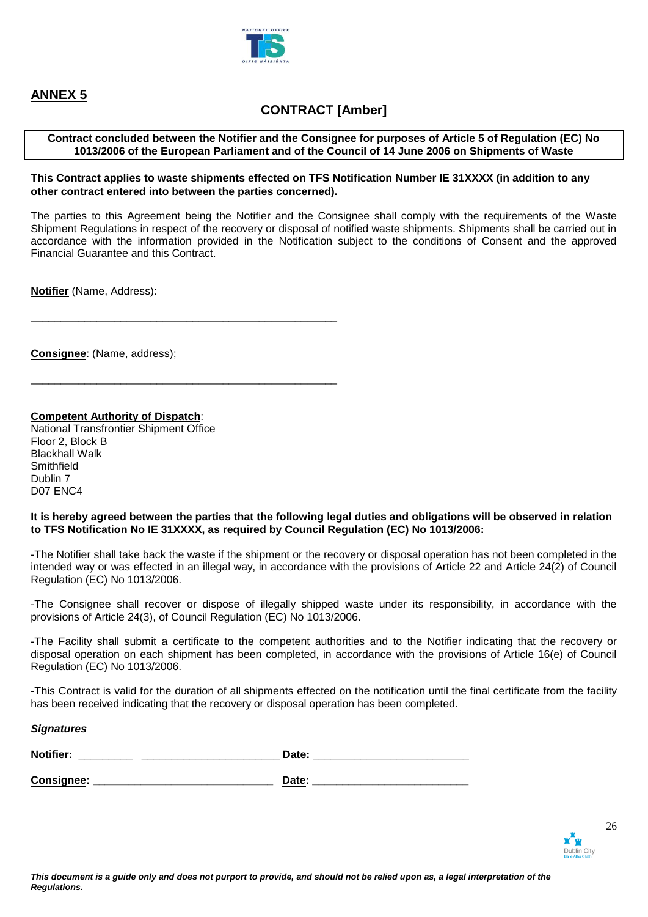## ANNEX 5

## CONTRACT [Amber]

**Contract concluded between the Notifier and the Consignee for purposes of Article 5 of Regulation (EC) No 1013/2006 of the European Parliament and of the Council of 14 June 2006 on Shipments of Waste**

**This Contract applies to waste shipments effected on TFS Notification Number IE 31XXXX (in addition to any other contract entered into between the parties concerned).**

The parties to this Agreement being the Notifier and the Consignee shall comply with the requirements of the Waste Shipment Regulations in respect of the recovery or disposal of notified waste shipments. Shipments shall be carried out in accordance with the information provided in the Notification subject to the conditions of Consent and the approved Financial Guarantee and this Contract.

**Notifier** (Name, Address):

_____________________________________________________

**Consignee**: (Name, address);

_____________________________________________________

**Competent Authority of Dispatch**:
National Transfrontier Shipment Office
Floor 2, Block B
Blackhall Walk
Smithfield
Dublin 7
D07 ENC4

**It is hereby agreed between the parties that the following legal duties and obligations will be observed in relation to TFS Notification No IE 31XXXX, as required by Council Regulation (EC) No 1013/2006:**

-The Notifier shall take back the waste if the shipment or the recovery or disposal operation has not been completed in the intended way or was effected in an illegal way, in accordance with the provisions of Article 22 and Article 24(2) of Council Regulation (EC) No 1013/2006.

-The Consignee shall recover or dispose of illegally shipped waste under its responsibility, in accordance with the provisions of Article 24(3), of Council Regulation (EC) No 1013/2006.

-The Facility shall submit a certificate to the competent authorities and to the Notifier indicating that the recovery or disposal operation on each shipment has been completed, in accordance with the provisions of Article 16(e) of Council Regulation (EC) No 1013/2006.

-This Contract is valid for the duration of all shipments effected on the notification until the final certificate from the facility has been received indicating that the recovery or disposal operation has been completed.

***Signatures***

**Notifier:** _________ _______________________ **Date:** _________________________

**Consignee:** _____________________________ **Date:** _________________________

***This document is a guide only and does not purport to provide, and should not be relied upon as, a legal interpretation of the Regulations.***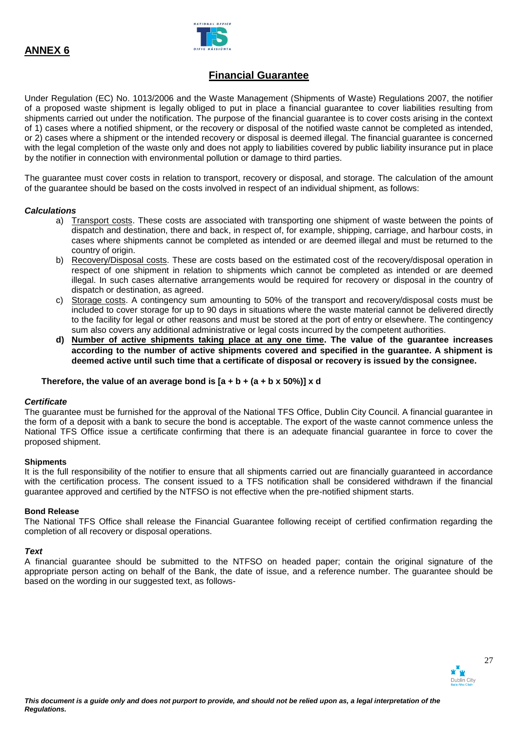## ANNEX 6

## Financial Guarantee

Under Regulation (EC) No. 1013/2006 and the Waste Management (Shipments of Waste) Regulations 2007, the notifier of a proposed waste shipment is legally obliged to put in place a financial guarantee to cover liabilities resulting from shipments carried out under the notification. The purpose of the financial guarantee is to cover costs arising in the context of 1) cases where a notified shipment, or the recovery or disposal of the notified waste cannot be completed as intended, or 2) cases where a shipment or the intended recovery or disposal is deemed illegal. The financial guarantee is concerned with the legal completion of the waste only and does not apply to liabilities covered by public liability insurance put in place by the notifier in connection with environmental pollution or damage to third parties.

The guarantee must cover costs in relation to transport, recovery or disposal, and storage. The calculation of the amount of the guarantee should be based on the costs involved in respect of an individual shipment, as follows:

### *Calculations*

a) Transport costs. These costs are associated with transporting one shipment of waste between the points of dispatch and destination, there and back, in respect of, for example, shipping, carriage, and harbour costs, in cases where shipments cannot be completed as intended or are deemed illegal and must be returned to the country of origin.

b) Recovery/Disposal costs. These are costs based on the estimated cost of the recovery/disposal operation in respect of one shipment in relation to shipments which cannot be completed as intended or are deemed illegal. In such cases alternative arrangements would be required for recovery or disposal in the country of dispatch or destination, as agreed.

c) Storage costs. A contingency sum amounting to 50% of the transport and recovery/disposal costs must be included to cover storage for up to 90 days in situations where the waste material cannot be delivered directly to the facility for legal or other reasons and must be stored at the port of entry or elsewhere. The contingency sum also covers any additional administrative or legal costs incurred by the competent authorities.

**d) Number of active shipments taking place at any one time. The value of the guarantee increases according to the number of active shipments covered and specified in the guarantee. A shipment is deemed active until such time that a certificate of disposal or recovery is issued by the consignee.**

**Therefore, the value of an average bond is $[a + b + (a + b \times 50\%)] \times d$**

### *Certificate*

The guarantee must be furnished for the approval of the National TFS Office, Dublin City Council. A financial guarantee in the form of a deposit with a bank to secure the bond is acceptable. The export of the waste cannot commence unless the National TFS Office issue a certificate confirming that there is an adequate financial guarantee in force to cover the proposed shipment.

### Shipments

It is the full responsibility of the notifier to ensure that all shipments carried out are financially guaranteed in accordance with the certification process. The consent issued to a TFS notification shall be considered withdrawn if the financial guarantee approved and certified by the NTFSO is not effective when the pre-notified shipment starts.

### Bond Release

The National TFS Office shall release the Financial Guarantee following receipt of certified confirmation regarding the completion of all recovery or disposal operations.

### *Text*

A financial guarantee should be submitted to the NTFSO on headed paper; contain the original signature of the appropriate person acting on behalf of the Bank, the date of issue, and a reference number. The guarantee should be based on the wording in our suggested text, as follows-

***This document is a guide only and does not purport to provide, and should not be relied upon as, a legal interpretation of the Regulations.***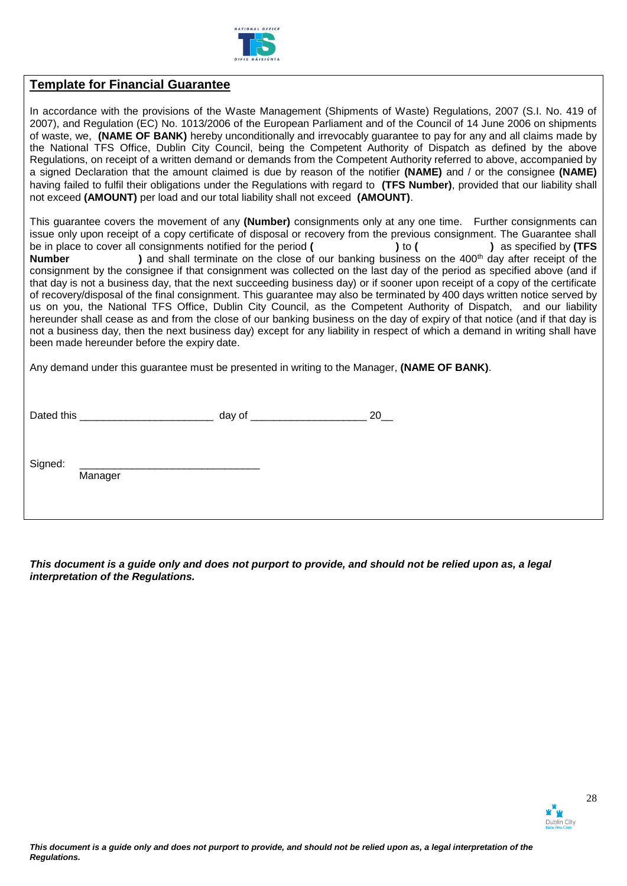## Template for Financial Guarantee

In accordance with the provisions of the Waste Management (Shipments of Waste) Regulations, 2007 (S.I. No. 419 of 2007), and Regulation (EC) No. 1013/2006 of the European Parliament and of the Council of 14 June 2006 on shipments of waste, we, **(NAME OF BANK)** hereby unconditionally and irrevocably guarantee to pay for any and all claims made by the National TFS Office, Dublin City Council, being the Competent Authority of Dispatch as defined by the above Regulations, on receipt of a written demand or demands from the Competent Authority referred to above, accompanied by a signed Declaration that the amount claimed is due by reason of the notifier **(NAME)** and / or the consignee **(NAME)** having failed to fulfil their obligations under the Regulations with regard to **(TFS Number)**, provided that our liability shall not exceed **(AMOUNT)** per load and our total liability shall not exceed **(AMOUNT)**.

This guarantee covers the movement of any **(Number)** consignments only at any one time. Further consignments can issue only upon receipt of a copy certificate of disposal or recovery from the previous consignment. The Guarantee shall be in place to cover all consignments notified for the period **(                    )** to **(                    )** as specified by **(TFS Number                    )** and shall terminate on the close of our banking business on the 400th day after receipt of the consignment by the consignee if that consignment was collected on the last day of the period as specified above (and if that day is not a business day, that the next succeeding business day) or if sooner upon receipt of a copy of the certificate of recovery/disposal of the final consignment. This guarantee may also be terminated by 400 days written notice served by us on you, the National TFS Office, Dublin City Council, as the Competent Authority of Dispatch, and our liability hereunder shall cease as and from the close of our banking business on the day of expiry of that notice (and if that day is not a business day, then the next business day) except for any liability in respect of which a demand in writing shall have been made hereunder before the expiry date.

Any demand under this guarantee must be presented in writing to the Manager, **(NAME OF BANK)**.

Dated this _______________________ day of ____________________ 20__

Signed: _______________________________
Manager

***This document is a guide only and does not purport to provide, and should not be relied upon as, a legal interpretation of the Regulations.***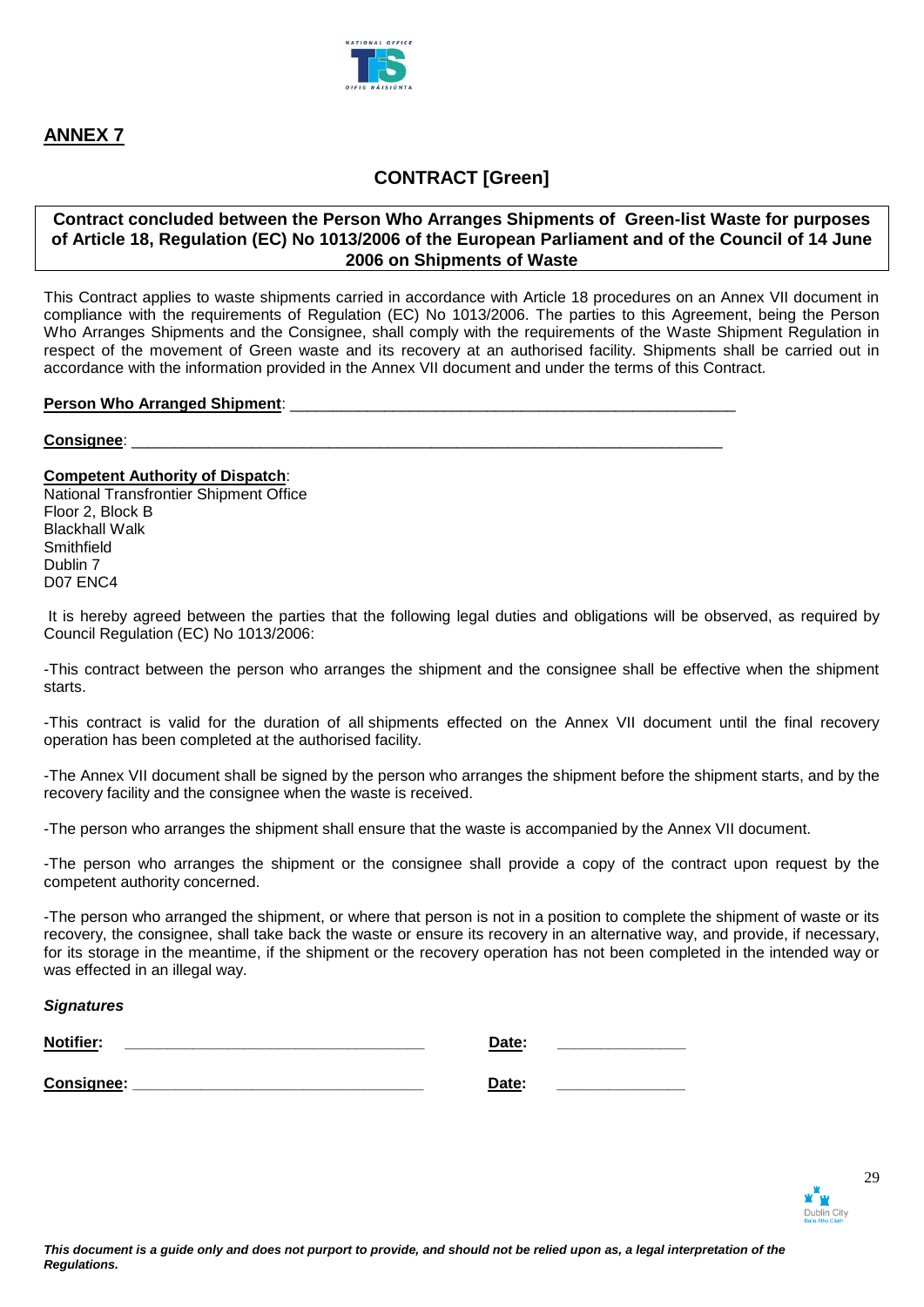## ANNEX 7

### CONTRACT [Green]

**Contract concluded between the Person Who Arranges Shipments of Green-list Waste for purposes of Article 18, Regulation (EC) No 1013/2006 of the European Parliament and of the Council of 14 June 2006 on Shipments of Waste**

This Contract applies to waste shipments carried in accordance with Article 18 procedures on an Annex VII document in compliance with the requirements of Regulation (EC) No 1013/2006. The parties to this Agreement, being the Person Who Arranges Shipments and the Consignee, shall comply with the requirements of the Waste Shipment Regulation in respect of the movement of Green waste and its recovery at an authorised facility. Shipments shall be carried out in accordance with the information provided in the Annex VII document and under the terms of this Contract.

**Person Who Arranged Shipment**: ____________________________________________________

**Consignee**: ______________________________________________________________________

**Competent Authority of Dispatch**:
National Transfrontier Shipment Office
Floor 2, Block B
Blackhall Walk
Smithfield
Dublin 7
D07 ENC4

It is hereby agreed between the parties that the following legal duties and obligations will be observed, as required by Council Regulation (EC) No 1013/2006:

-This contract between the person who arranges the shipment and the consignee shall be effective when the shipment starts.

-This contract is valid for the duration of all shipments effected on the Annex VII document until the final recovery operation has been completed at the authorised facility.

-The Annex VII document shall be signed by the person who arranges the shipment before the shipment starts, and by the recovery facility and the consignee when the waste is received.

-The person who arranges the shipment shall ensure that the waste is accompanied by the Annex VII document.

-The person who arranges the shipment or the consignee shall provide a copy of the contract upon request by the competent authority concerned.

-The person who arranged the shipment, or where that person is not in a position to complete the shipment of waste or its recovery, the consignee, shall take back the waste or ensure its recovery in an alternative way, and provide, if necessary, for its storage in the meantime, if the shipment or the recovery operation has not been completed in the intended way or was effected in an illegal way.

***Signatures***

**Notifier:** __________________________________ **Date:** _______________

**Consignee:** ________________________________ **Date:** _______________

***This document is a guide only and does not purport to provide, and should not be relied upon as, a legal interpretation of the Regulations.***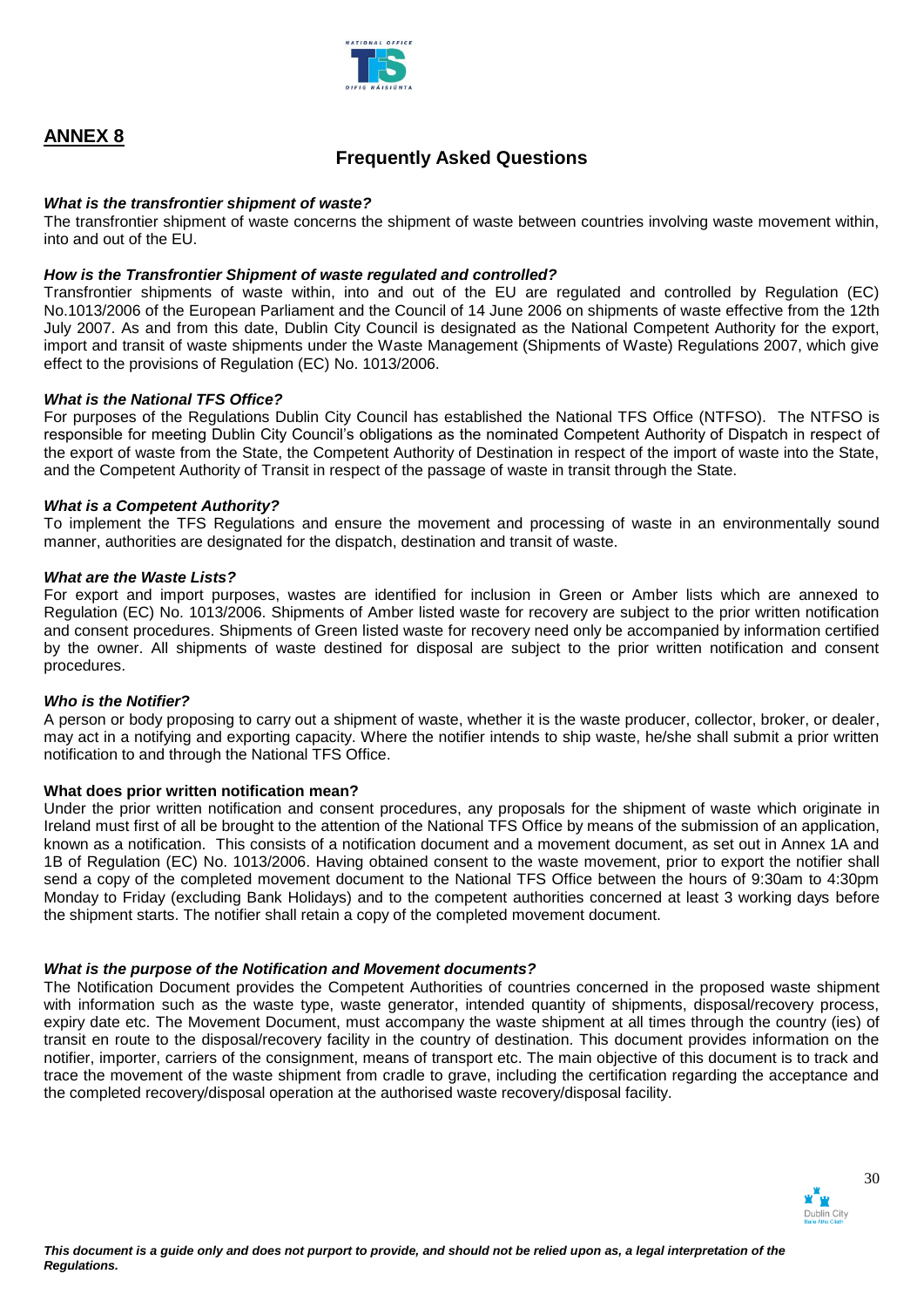## ANNEX 8

## Frequently Asked Questions

***What is the transfrontier shipment of waste?***
The transfrontier shipment of waste concerns the shipment of waste between countries involving waste movement within, into and out of the EU.

***How is the Transfrontier Shipment of waste regulated and controlled?***
Transfrontier shipments of waste within, into and out of the EU are regulated and controlled by Regulation (EC) No.1013/2006 of the European Parliament and the Council of 14 June 2006 on shipments of waste effective from the 12th July 2007. As and from this date, Dublin City Council is designated as the National Competent Authority for the export, import and transit of waste shipments under the Waste Management (Shipments of Waste) Regulations 2007, which give effect to the provisions of Regulation (EC) No. 1013/2006.

***What is the National TFS Office?***
For purposes of the Regulations Dublin City Council has established the National TFS Office (NTFSO). The NTFSO is responsible for meeting Dublin City Council's obligations as the nominated Competent Authority of Dispatch in respect of the export of waste from the State, the Competent Authority of Destination in respect of the import of waste into the State, and the Competent Authority of Transit in respect of the passage of waste in transit through the State.

***What is a Competent Authority?***
To implement the TFS Regulations and ensure the movement and processing of waste in an environmentally sound manner, authorities are designated for the dispatch, destination and transit of waste.

***What are the Waste Lists?***
For export and import purposes, wastes are identified for inclusion in Green or Amber lists which are annexed to Regulation (EC) No. 1013/2006. Shipments of Amber listed waste for recovery are subject to the prior written notification and consent procedures. Shipments of Green listed waste for recovery need only be accompanied by information certified by the owner. All shipments of waste destined for disposal are subject to the prior written notification and consent procedures.

***Who is the Notifier?***
A person or body proposing to carry out a shipment of waste, whether it is the waste producer, collector, broker, or dealer, may act in a notifying and exporting capacity. Where the notifier intends to ship waste, he/she shall submit a prior written notification to and through the National TFS Office.

**What does prior written notification mean?**
Under the prior written notification and consent procedures, any proposals for the shipment of waste which originate in Ireland must first of all be brought to the attention of the National TFS Office by means of the submission of an application, known as a notification. This consists of a notification document and a movement document, as set out in Annex 1A and 1B of Regulation (EC) No. 1013/2006. Having obtained consent to the waste movement, prior to export the notifier shall send a copy of the completed movement document to the National TFS Office between the hours of 9:30am to 4:30pm Monday to Friday (excluding Bank Holidays) and to the competent authorities concerned at least 3 working days before the shipment starts. The notifier shall retain a copy of the completed movement document.

***What is the purpose of the Notification and Movement documents?***
The Notification Document provides the Competent Authorities of countries concerned in the proposed waste shipment with information such as the waste type, waste generator, intended quantity of shipments, disposal/recovery process, expiry date etc. The Movement Document, must accompany the waste shipment at all times through the country (ies) of transit en route to the disposal/recovery facility in the country of destination. This document provides information on the notifier, importer, carriers of the consignment, means of transport etc. The main objective of this document is to track and trace the movement of the waste shipment from cradle to grave, including the certification regarding the acceptance and the completed recovery/disposal operation at the authorised waste recovery/disposal facility.

***This document is a guide only and does not purport to provide, and should not be relied upon as, a legal interpretation of the Regulations.***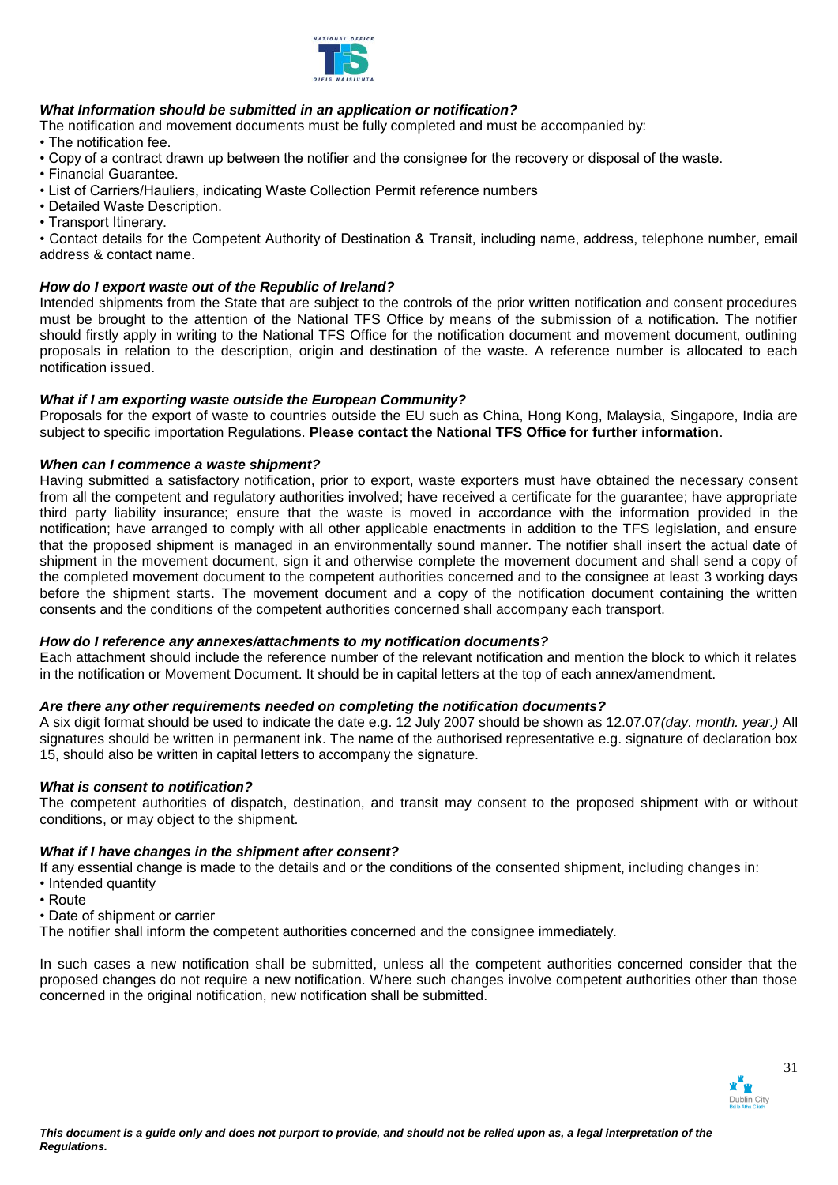### *What Information should be submitted in an application or notification?*

The notification and movement documents must be fully completed and must be accompanied by:

- The notification fee.
- Copy of a contract drawn up between the notifier and the consignee for the recovery or disposal of the waste.
- Financial Guarantee.
- List of Carriers/Hauliers, indicating Waste Collection Permit reference numbers
- Detailed Waste Description.
- Transport Itinerary.
- Contact details for the Competent Authority of Destination & Transit, including name, address, telephone number, email address & contact name.

### *How do I export waste out of the Republic of Ireland?*

Intended shipments from the State that are subject to the controls of the prior written notification and consent procedures must be brought to the attention of the National TFS Office by means of the submission of a notification. The notifier should firstly apply in writing to the National TFS Office for the notification document and movement document, outlining proposals in relation to the description, origin and destination of the waste. A reference number is allocated to each notification issued.

### *What if I am exporting waste outside the European Community?*

Proposals for the export of waste to countries outside the EU such as China, Hong Kong, Malaysia, Singapore, India are subject to specific importation Regulations. **Please contact the National TFS Office for further information**.

### *When can I commence a waste shipment?*

Having submitted a satisfactory notification, prior to export, waste exporters must have obtained the necessary consent from all the competent and regulatory authorities involved; have received a certificate for the guarantee; have appropriate third party liability insurance; ensure that the waste is moved in accordance with the information provided in the notification; have arranged to comply with all other applicable enactments in addition to the TFS legislation, and ensure that the proposed shipment is managed in an environmentally sound manner. The notifier shall insert the actual date of shipment in the movement document, sign it and otherwise complete the movement document and shall send a copy of the completed movement document to the competent authorities concerned and to the consignee at least 3 working days before the shipment starts. The movement document and a copy of the notification document containing the written consents and the conditions of the competent authorities concerned shall accompany each transport.

### *How do I reference any annexes/attachments to my notification documents?*

Each attachment should include the reference number of the relevant notification and mention the block to which it relates in the notification or Movement Document. It should be in capital letters at the top of each annex/amendment.

### *Are there any other requirements needed on completing the notification documents?*

A six digit format should be used to indicate the date e.g. 12 July 2007 should be shown as 12.07.07*(day. month. year.)* All signatures should be written in permanent ink. The name of the authorised representative e.g. signature of declaration box 15, should also be written in capital letters to accompany the signature.

### *What is consent to notification?*

The competent authorities of dispatch, destination, and transit may consent to the proposed shipment with or without conditions, or may object to the shipment.

### *What if I have changes in the shipment after consent?*

If any essential change is made to the details and or the conditions of the consented shipment, including changes in:

- Intended quantity
- Route
- Date of shipment or carrier

The notifier shall inform the competent authorities concerned and the consignee immediately.

In such cases a new notification shall be submitted, unless all the competent authorities concerned consider that the proposed changes do not require a new notification. Where such changes involve competent authorities other than those concerned in the original notification, new notification shall be submitted.

***This document is a guide only and does not purport to provide, and should not be relied upon as, a legal interpretation of the Regulations.***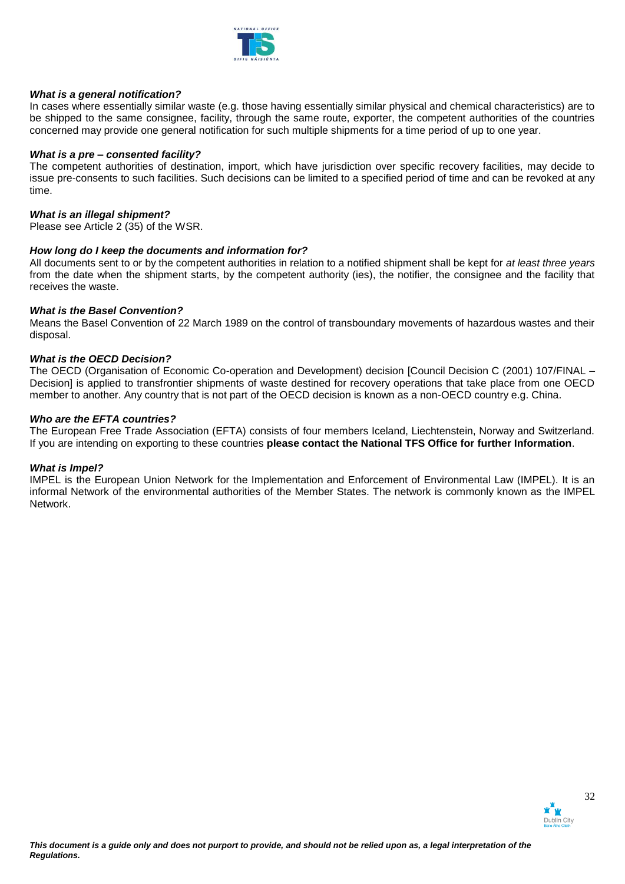***What is a general notification?***

In cases where essentially similar waste (e.g. those having essentially similar physical and chemical characteristics) are to be shipped to the same consignee, facility, through the same route, exporter, the competent authorities of the countries concerned may provide one general notification for such multiple shipments for a time period of up to one year.

***What is a pre – consented facility?***

The competent authorities of destination, import, which have jurisdiction over specific recovery facilities, may decide to issue pre-consents to such facilities. Such decisions can be limited to a specified period of time and can be revoked at any time.

***What is an illegal shipment?***

Please see Article 2 (35) of the WSR.

***How long do I keep the documents and information for?***

All documents sent to or by the competent authorities in relation to a notified shipment shall be kept for *at least three years* from the date when the shipment starts, by the competent authority (ies), the notifier, the consignee and the facility that receives the waste.

***What is the Basel Convention?***

Means the Basel Convention of 22 March 1989 on the control of transboundary movements of hazardous wastes and their disposal.

***What is the OECD Decision?***

The OECD (Organisation of Economic Co-operation and Development) decision [Council Decision C (2001) 107/FINAL – Decision] is applied to transfrontier shipments of waste destined for recovery operations that take place from one OECD member to another. Any country that is not part of the OECD decision is known as a non-OECD country e.g. China.

***Who are the EFTA countries?***

The European Free Trade Association (EFTA) consists of four members Iceland, Liechtenstein, Norway and Switzerland. If you are intending on exporting to these countries **please contact the National TFS Office for further Information**.

***What is Impel?***

IMPEL is the European Union Network for the Implementation and Enforcement of Environmental Law (IMPEL). It is an informal Network of the environmental authorities of the Member States. The network is commonly known as the IMPEL Network.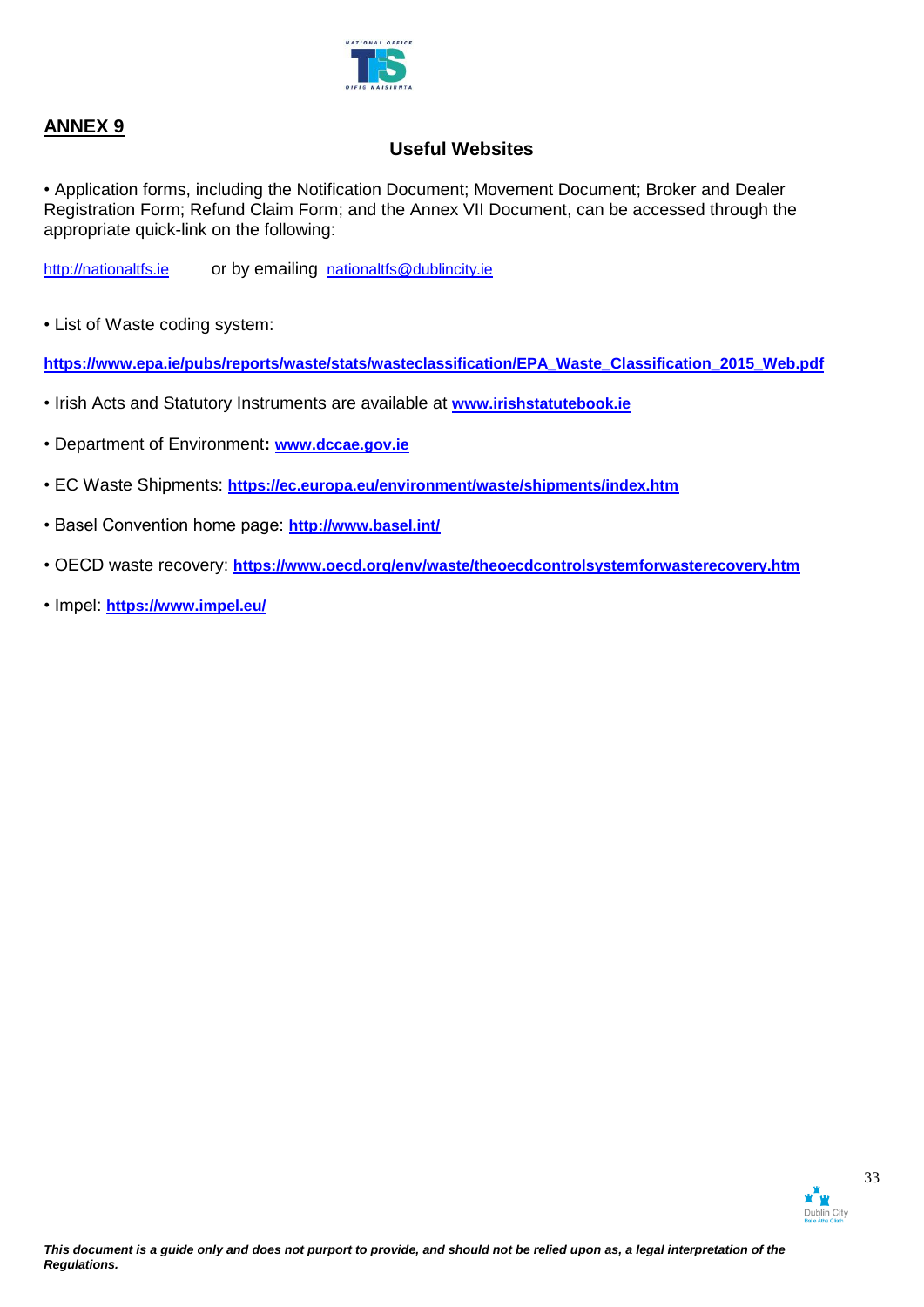## ANNEX 9

### Useful Websites

- Application forms, including the Notification Document; Movement Document; Broker and Dealer Registration Form; Refund Claim Form; and the Annex VII Document, can be accessed through the appropriate quick-link on the following:

http://nationaltfs.ie or by emailing nationaltfs@dublincity.ie

- List of Waste coding system:

**https://www.epa.ie/pubs/reports/waste/stats/wasteclassification/EPA_Waste_Classification_2015_Web.pdf**

- Irish Acts and Statutory Instruments are available at **www.irishstatutebook.ie**
- Department of Environment**:** **www.dccae.gov.ie**
- EC Waste Shipments: **https://ec.europa.eu/environment/waste/shipments/index.htm**
- Basel Convention home page: **http://www.basel.int/**
- OECD waste recovery: **https://www.oecd.org/env/waste/theoecdcontrolsystemforwasterecovery.htm**
- Impel: **https://www.impel.eu/**

***This document is a guide only and does not purport to provide, and should not be relied upon as, a legal interpretation of the Regulations.***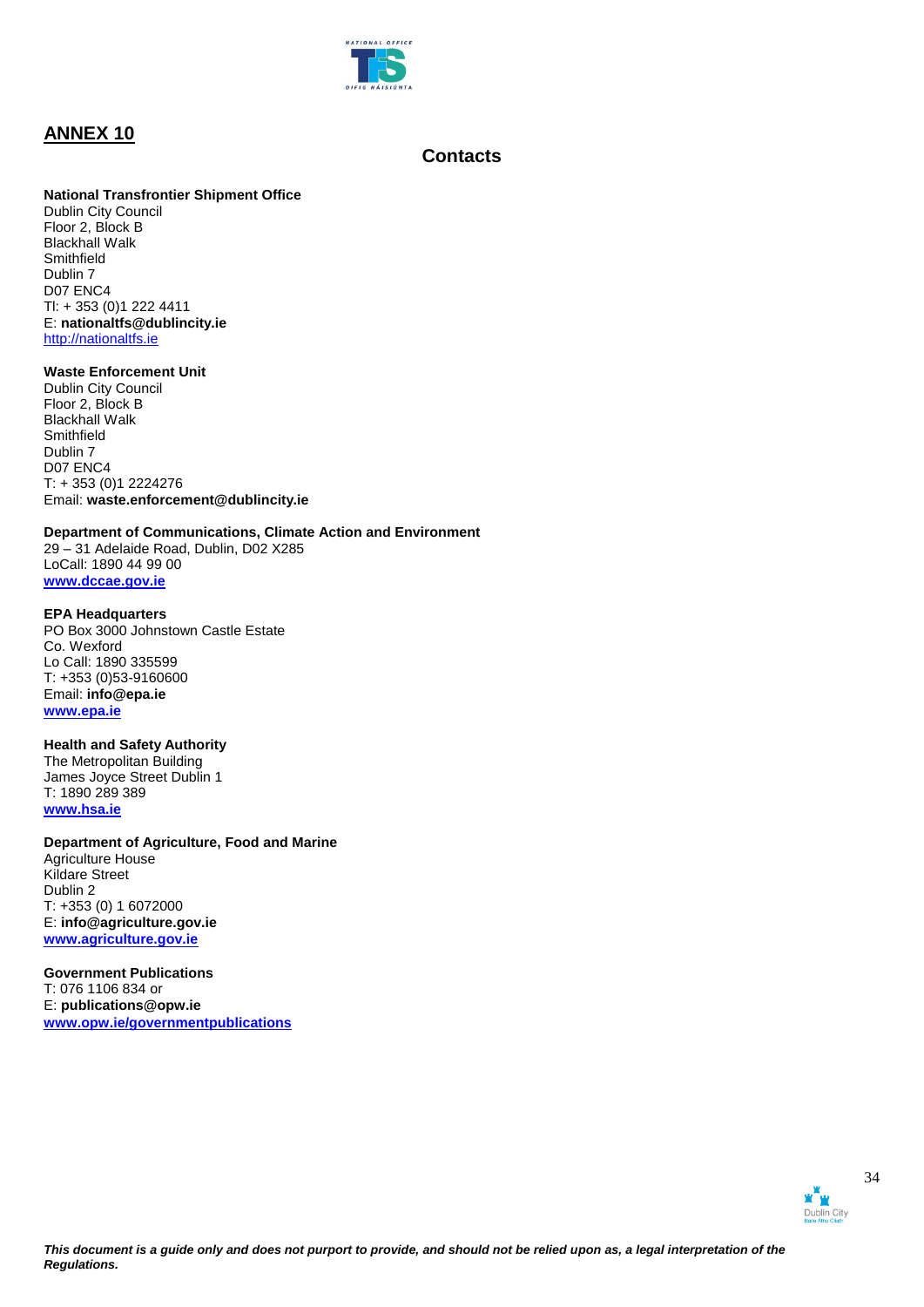## ANNEX 10

### Contacts

**National Transfrontier Shipment Office**
Dublin City Council
Floor 2, Block B
Blackhall Walk
Smithfield
Dublin 7
D07 ENC4
Tl: + 353 (0)1 222 4411
E: **nationaltfs@dublincity.ie**
http://nationaltfs.ie

**Waste Enforcement Unit**
Dublin City Council
Floor 2, Block B
Blackhall Walk
Smithfield
Dublin 7
D07 ENC4
T: + 353 (0)1 2224276
Email: **waste.enforcement@dublincity.ie**

**Department of Communications, Climate Action and Environment**
29 – 31 Adelaide Road, Dublin, D02 X285
LoCall: 1890 44 99 00
**www.dccae.gov.ie**

**EPA Headquarters**
PO Box 3000 Johnstown Castle Estate
Co. Wexford
Lo Call: 1890 335599
T: +353 (0)53-9160600
Email: **info@epa.ie**
**www.epa.ie**

**Health and Safety Authority**
The Metropolitan Building
James Joyce Street Dublin 1
T: 1890 289 389
**www.hsa.ie**

**Department of Agriculture, Food and Marine**
Agriculture House
Kildare Street
Dublin 2
T: +353 (0) 1 6072000
E: **info@agriculture.gov.ie**
**www.agriculture.gov.ie**

**Government Publications**
T: 076 1106 834 or
E: **publications@opw.ie**
**www.opw.ie/governmentpublications**

*This document is a guide only and does not purport to provide, and should not be relied upon as, a legal interpretation of the Regulations.*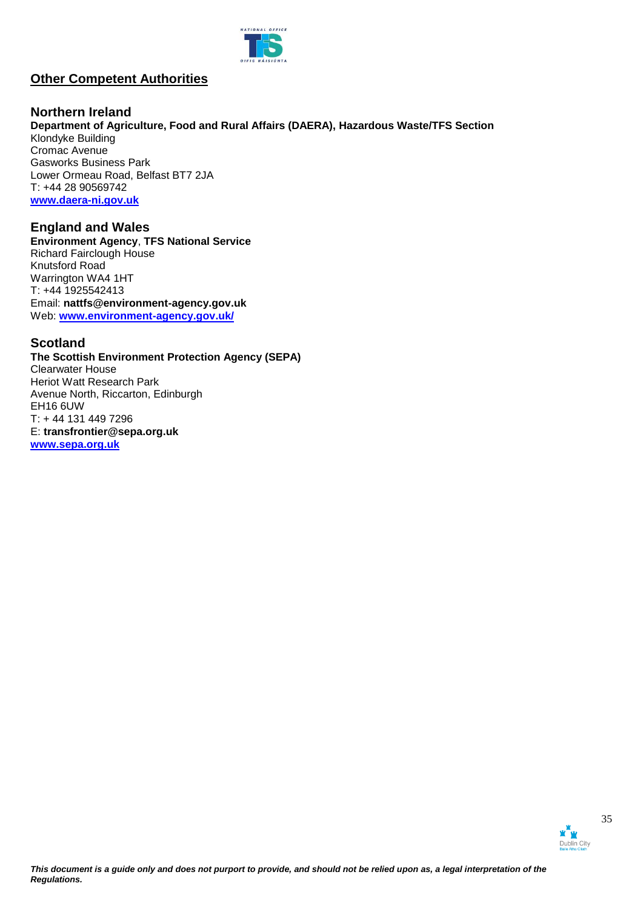## Other Competent Authorities

### Northern Ireland

**Department of Agriculture, Food and Rural Affairs (DAERA), Hazardous Waste/TFS Section**
Klondyke Building
Cromac Avenue
Gasworks Business Park
Lower Ormeau Road, Belfast BT7 2JA
T: +44 28 90569742
**www.daera-ni.gov.uk**

### England and Wales

**Environment Agency**, **TFS National Service**
Richard Fairclough House
Knutsford Road
Warrington WA4 1HT
T: +44 1925542413
Email: **nattfs@environment-agency.gov.uk**
Web: **www.environment-agency.gov.uk/**

### Scotland

**The Scottish Environment Protection Agency (SEPA)**
Clearwater House
Heriot Watt Research Park
Avenue North, Riccarton, Edinburgh
EH16 6UW
T: + 44 131 449 7296
E: **transfrontier@sepa.org.uk**
**www.sepa.org.uk**

*This document is a guide only and does not purport to provide, and should not be relied upon as, a legal interpretation of the Regulations.*